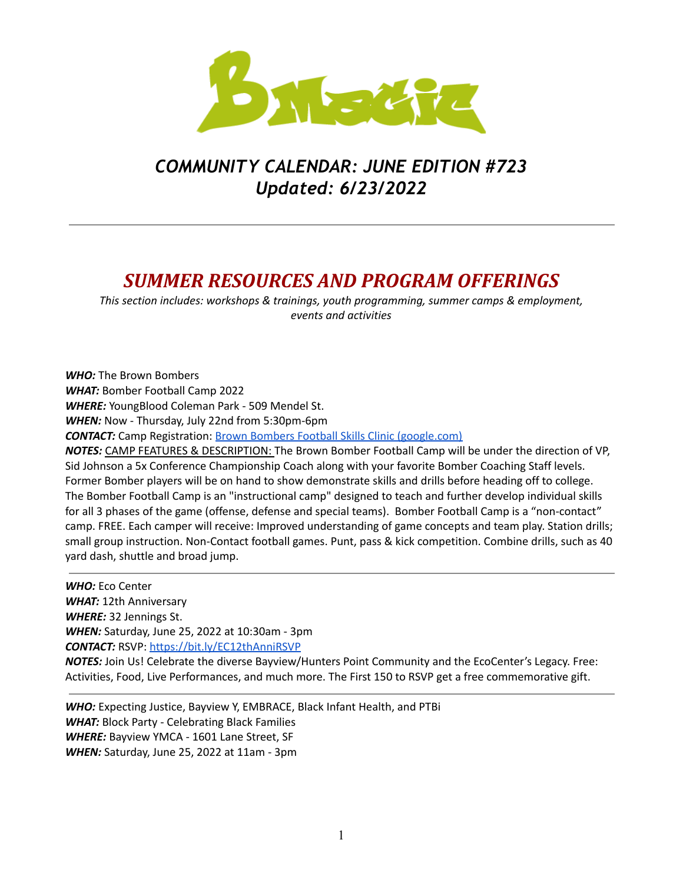BMagic

# *COMMUNITY CALENDAR: JUNE EDITION #723*
# *Updated: 6/23/2022*

---

## *SUMMER RESOURCES AND PROGRAM OFFERINGS*

*This section includes: workshops & trainings, youth programming, summer camps & employment, events and activities*

***WHO:*** The Brown Bombers
***WHAT:*** Bomber Football Camp 2022
***WHERE:*** YoungBlood Coleman Park - 509 Mendel St.
***WHEN:*** Now - Thursday, July 22nd from 5:30pm-6pm
***CONTACT:*** Camp Registration: [Brown Bombers Football Skills Clinic (google.com)](Brown Bombers Football Skills Clinic (google.com))
***NOTES:*** CAMP FEATURES & DESCRIPTION: The Brown Bomber Football Camp will be under the direction of VP, Sid Johnson a 5x Conference Championship Coach along with your favorite Bomber Coaching Staff levels. Former Bomber players will be on hand to show demonstrate skills and drills before heading off to college. The Bomber Football Camp is an "instructional camp" designed to teach and further develop individual skills for all 3 phases of the game (offense, defense and special teams). Bomber Football Camp is a "non-contact" camp. FREE. Each camper will receive: Improved understanding of game concepts and team play. Station drills; small group instruction. Non-Contact football games. Punt, pass & kick competition. Combine drills, such as 40 yard dash, shuttle and broad jump.

---

***WHO:*** Eco Center
***WHAT:*** 12th Anniversary
***WHERE:*** 32 Jennings St.
***WHEN:*** Saturday, June 25, 2022 at 10:30am - 3pm
***CONTACT:*** RSVP: [https://bit.ly/EC12thAnniRSVP](https://bit.ly/EC12thAnniRSVP)
***NOTES:*** Join Us! Celebrate the diverse Bayview/Hunters Point Community and the EcoCenter's Legacy. Free: Activities, Food, Live Performances, and much more. The First 150 to RSVP get a free commemorative gift.

---

***WHO:*** Expecting Justice, Bayview Y, EMBRACE, Black Infant Health, and PTBi
***WHAT:*** Block Party - Celebrating Black Families
***WHERE:*** Bayview YMCA - 1601 Lane Street, SF
***WHEN:*** Saturday, June 25, 2022 at 11am - 3pm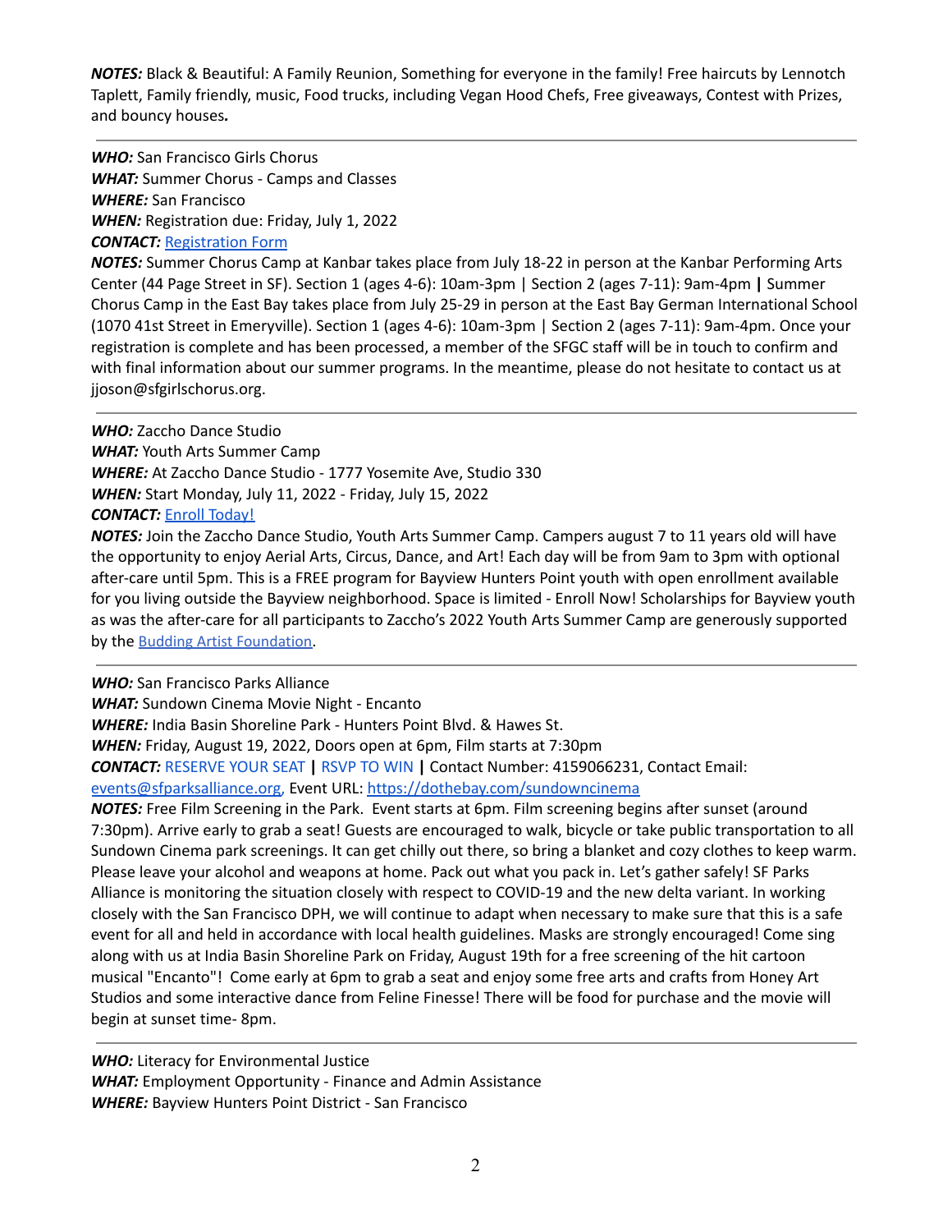***NOTES:*** Black & Beautiful: A Family Reunion, Something for everyone in the family! Free haircuts by Lennotch Taplett, Family friendly, music, Food trucks, including Vegan Hood Chefs, Free giveaways, Contest with Prizes, and bouncy houses***.***

---

***WHO:*** San Francisco Girls Chorus
***WHAT:*** Summer Chorus - Camps and Classes
***WHERE:*** San Francisco
***WHEN:*** Registration due: Friday, July 1, 2022
***CONTACT:*** Registration Form
***NOTES:*** Summer Chorus Camp at Kanbar takes place from July 18-22 in person at the Kanbar Performing Arts Center (44 Page Street in SF). Section 1 (ages 4-6): 10am-3pm | Section 2 (ages 7-11): 9am-4pm **|** Summer Chorus Camp in the East Bay takes place from July 25-29 in person at the East Bay German International School (1070 41st Street in Emeryville). Section 1 (ages 4-6): 10am-3pm | Section 2 (ages 7-11): 9am-4pm. Once your registration is complete and has been processed, a member of the SFGC staff will be in touch to confirm and with final information about our summer programs. In the meantime, please do not hesitate to contact us at jjoson@sfgirlschorus.org.

---

***WHO:*** Zaccho Dance Studio
***WHAT:*** Youth Arts Summer Camp
***WHERE:*** At Zaccho Dance Studio - 1777 Yosemite Ave, Studio 330
***WHEN:*** Start Monday, July 11, 2022 - Friday, July 15, 2022
***CONTACT:*** Enroll Today!
***NOTES:*** Join the Zaccho Dance Studio, Youth Arts Summer Camp. Campers august 7 to 11 years old will have the opportunity to enjoy Aerial Arts, Circus, Dance, and Art! Each day will be from 9am to 3pm with optional after-care until 5pm. This is a FREE program for Bayview Hunters Point youth with open enrollment available for you living outside the Bayview neighborhood. Space is limited - Enroll Now! Scholarships for Bayview youth as was the after-care for all participants to Zaccho's 2022 Youth Arts Summer Camp are generously supported by the Budding Artist Foundation.

---

***WHO:*** San Francisco Parks Alliance
***WHAT:*** Sundown Cinema Movie Night - Encanto
***WHERE:*** India Basin Shoreline Park - Hunters Point Blvd. & Hawes St.
***WHEN:*** Friday, August 19, 2022, Doors open at 6pm, Film starts at 7:30pm
***CONTACT:*** RESERVE YOUR SEAT **|** RSVP TO WIN **|** Contact Number: 4159066231, Contact Email: events@sfparksalliance.org, Event URL: https://dothebay.com/sundowncinema
***NOTES:*** Free Film Screening in the Park. Event starts at 6pm. Film screening begins after sunset (around 7:30pm). Arrive early to grab a seat! Guests are encouraged to walk, bicycle or take public transportation to all Sundown Cinema park screenings. It can get chilly out there, so bring a blanket and cozy clothes to keep warm. Please leave your alcohol and weapons at home. Pack out what you pack in. Let's gather safely! SF Parks Alliance is monitoring the situation closely with respect to COVID-19 and the new delta variant. In working closely with the San Francisco DPH, we will continue to adapt when necessary to make sure that this is a safe event for all and held in accordance with local health guidelines. Masks are strongly encouraged! Come sing along with us at India Basin Shoreline Park on Friday, August 19th for a free screening of the hit cartoon musical "Encanto"! Come early at 6pm to grab a seat and enjoy some free arts and crafts from Honey Art Studios and some interactive dance from Feline Finesse! There will be food for purchase and the movie will begin at sunset time- 8pm.

---

***WHO:*** Literacy for Environmental Justice
***WHAT:*** Employment Opportunity - Finance and Admin Assistance
***WHERE:*** Bayview Hunters Point District - San Francisco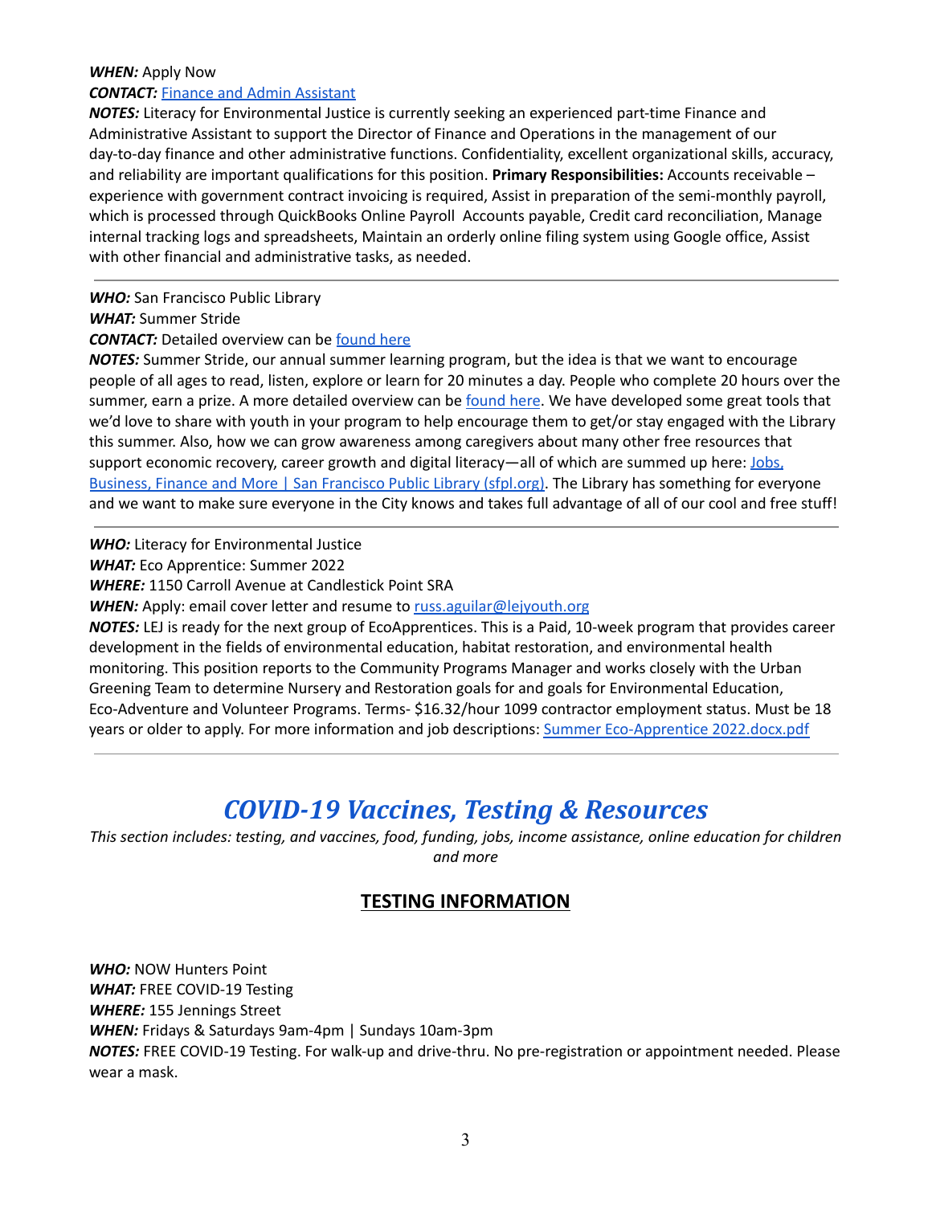***WHEN:*** Apply Now
***CONTACT:*** [Finance and Admin Assistant]()
***NOTES:*** Literacy for Environmental Justice is currently seeking an experienced part-time Finance and Administrative Assistant to support the Director of Finance and Operations in the management of our day-to-day finance and other administrative functions. Confidentiality, excellent organizational skills, accuracy, and reliability are important qualifications for this position. **Primary Responsibilities:** Accounts receivable – experience with government contract invoicing is required, Assist in preparation of the semi-monthly payroll, which is processed through QuickBooks Online Payroll Accounts payable, Credit card reconciliation, Manage internal tracking logs and spreadsheets, Maintain an orderly online filing system using Google office, Assist with other financial and administrative tasks, as needed.

---

***WHO:*** San Francisco Public Library
***WHAT:*** Summer Stride
***CONTACT:*** Detailed overview can be [found here]()
***NOTES:*** Summer Stride, our annual summer learning program, but the idea is that we want to encourage people of all ages to read, listen, explore or learn for 20 minutes a day. People who complete 20 hours over the summer, earn a prize. A more detailed overview can be [found here](). We have developed some great tools that we'd love to share with youth in your program to help encourage them to get/or stay engaged with the Library this summer. Also, how we can grow awareness among caregivers about many other free resources that support economic recovery, career growth and digital literacy—all of which are summed up here: [Jobs, Business, Finance and More | San Francisco Public Library (sfpl.org)](). The Library has something for everyone and we want to make sure everyone in the City knows and takes full advantage of all of our cool and free stuff!

---

***WHO:*** Literacy for Environmental Justice
***WHAT:*** Eco Apprentice: Summer 2022
***WHERE:*** 1150 Carroll Avenue at Candlestick Point SRA
***WHEN:*** Apply: email cover letter and resume to [russ.aguilar@lejyouth.org](mailto:russ.aguilar@lejyouth.org)
***NOTES:*** LEJ is ready for the next group of EcoApprentices. This is a Paid, 10-week program that provides career development in the fields of environmental education, habitat restoration, and environmental health monitoring. This position reports to the Community Programs Manager and works closely with the Urban Greening Team to determine Nursery and Restoration goals for and goals for Environmental Education, Eco-Adventure and Volunteer Programs. Terms- $16.32/hour 1099 contractor employment status. Must be 18 years or older to apply. For more information and job descriptions: [Summer Eco-Apprentice 2022.docx.pdf]()

---

# *COVID-19 Vaccines, Testing & Resources*

*This section includes: testing, and vaccines, food, funding, jobs, income assistance, online education for children and more*

## TESTING INFORMATION

***WHO:*** NOW Hunters Point
***WHAT:*** FREE COVID-19 Testing
***WHERE:*** 155 Jennings Street
***WHEN:*** Fridays & Saturdays 9am-4pm | Sundays 10am-3pm
***NOTES:*** FREE COVID-19 Testing. For walk-up and drive-thru. No pre-registration or appointment needed. Please wear a mask.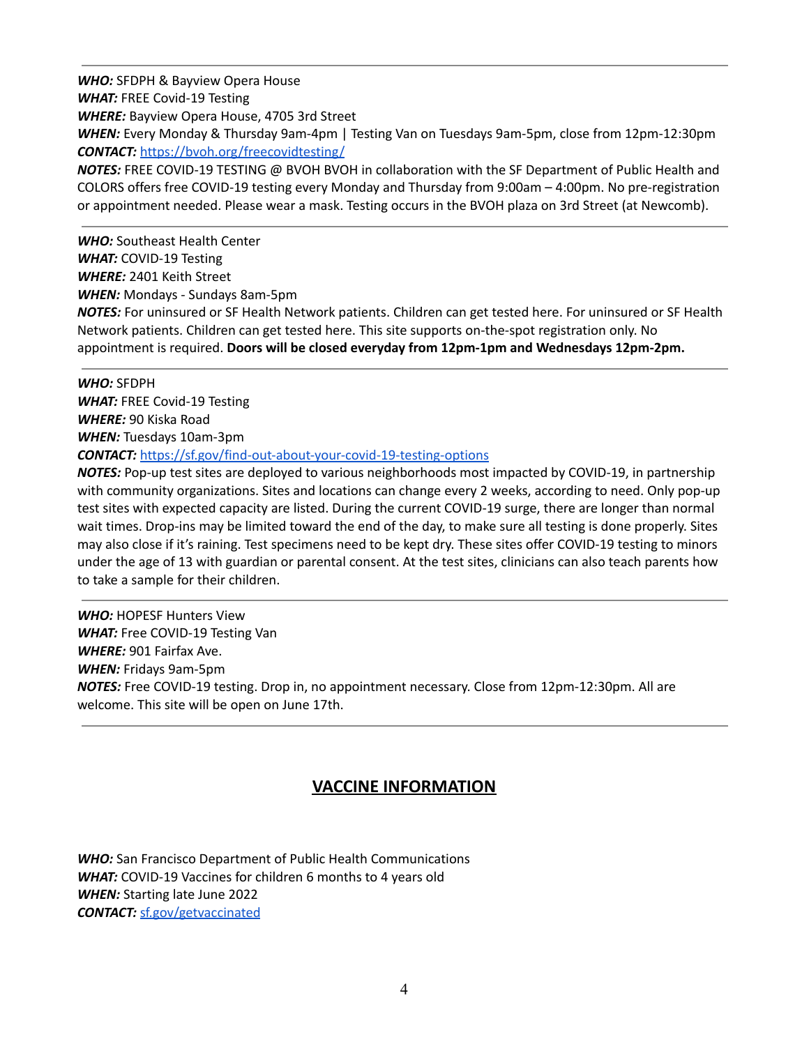---

***WHO:*** SFDPH & Bayview Opera House
***WHAT:*** FREE Covid-19 Testing
***WHERE:*** Bayview Opera House, 4705 3rd Street
***WHEN:*** Every Monday & Thursday 9am-4pm | Testing Van on Tuesdays 9am-5pm, close from 12pm-12:30pm
***CONTACT:*** [https://bvoh.org/freecovidtesting/](https://bvoh.org/freecovidtesting/)
***NOTES:*** FREE COVID-19 TESTING @ BVOH BVOH in collaboration with the SF Department of Public Health and COLORS offers free COVID-19 testing every Monday and Thursday from 9:00am – 4:00pm. No pre-registration or appointment needed. Please wear a mask. Testing occurs in the BVOH plaza on 3rd Street (at Newcomb).

---

***WHO:*** Southeast Health Center
***WHAT:*** COVID-19 Testing
***WHERE:*** 2401 Keith Street
***WHEN:*** Mondays - Sundays 8am-5pm
***NOTES:*** For uninsured or SF Health Network patients. Children can get tested here. For uninsured or SF Health Network patients. Children can get tested here. This site supports on-the-spot registration only. No appointment is required. **Doors will be closed everyday from 12pm-1pm and Wednesdays 12pm-2pm.**

---

***WHO:*** SFDPH
***WHAT:*** FREE Covid-19 Testing
***WHERE:*** 90 Kiska Road
***WHEN:*** Tuesdays 10am-3pm
***CONTACT:*** [https://sf.gov/find-out-about-your-covid-19-testing-options](https://sf.gov/find-out-about-your-covid-19-testing-options)
***NOTES:*** Pop-up test sites are deployed to various neighborhoods most impacted by COVID-19, in partnership with community organizations. Sites and locations can change every 2 weeks, according to need. Only pop-up test sites with expected capacity are listed. During the current COVID-19 surge, there are longer than normal wait times. Drop-ins may be limited toward the end of the day, to make sure all testing is done properly. Sites may also close if it's raining. Test specimens need to be kept dry. These sites offer COVID-19 testing to minors under the age of 13 with guardian or parental consent. At the test sites, clinicians can also teach parents how to take a sample for their children.

---

***WHO:*** HOPESF Hunters View
***WHAT:*** Free COVID-19 Testing Van
***WHERE:*** 901 Fairfax Ave.
***WHEN:*** Fridays 9am-5pm
***NOTES:*** Free COVID-19 testing. Drop in, no appointment necessary. Close from 12pm-12:30pm. All are welcome. This site will be open on June 17th.

---

## VACCINE INFORMATION

***WHO:*** San Francisco Department of Public Health Communications
***WHAT:*** COVID-19 Vaccines for children 6 months to 4 years old
***WHEN:*** Starting late June 2022
***CONTACT:*** [sf.gov/getvaccinated](sf.gov/getvaccinated)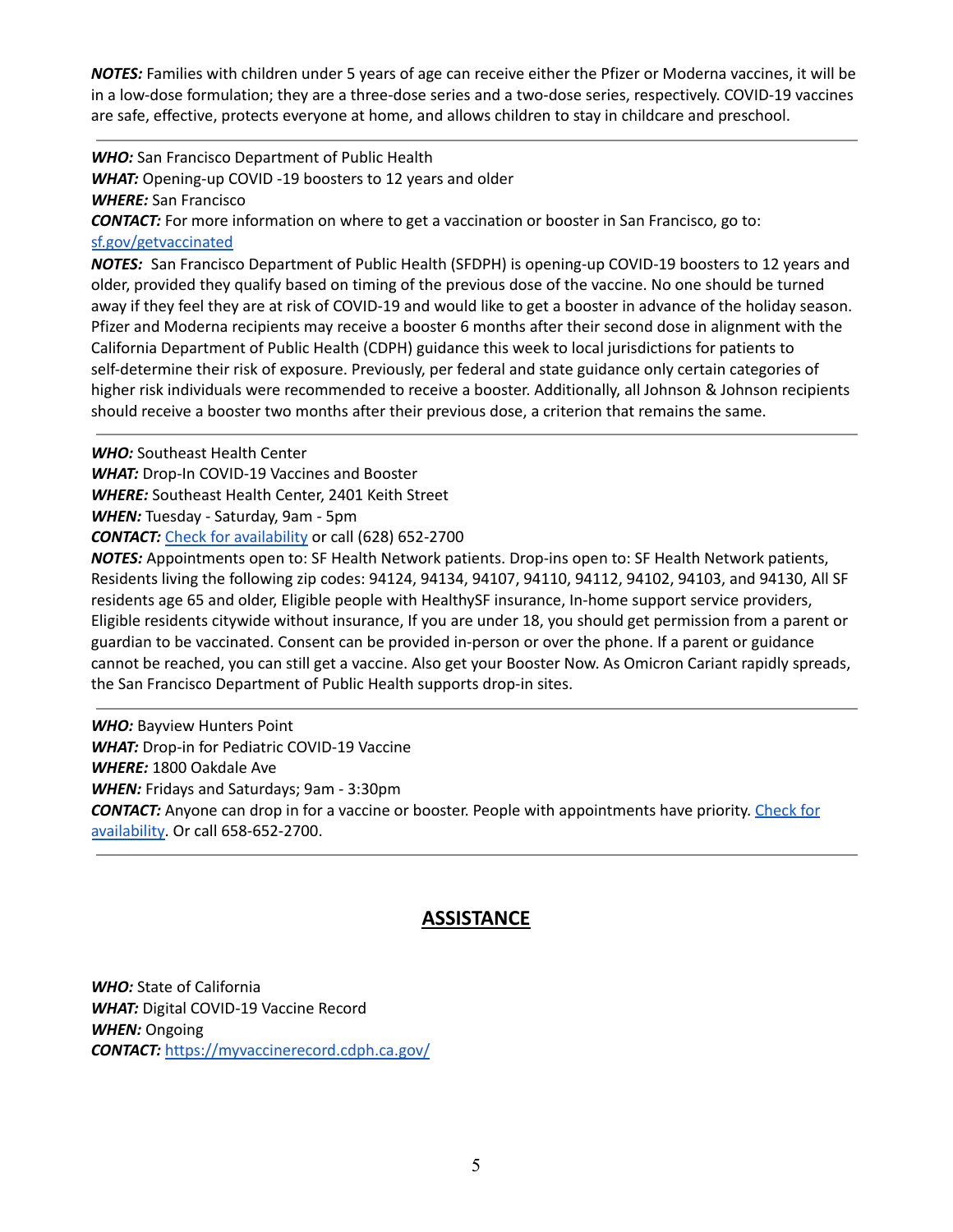***NOTES:*** Families with children under 5 years of age can receive either the Pfizer or Moderna vaccines, it will be in a low-dose formulation; they are a three-dose series and a two-dose series, respectively. COVID-19 vaccines are safe, effective, protects everyone at home, and allows children to stay in childcare and preschool.

---

***WHO:*** San Francisco Department of Public Health
***WHAT:*** Opening-up COVID -19 boosters to 12 years and older
***WHERE:*** San Francisco
***CONTACT:*** For more information on where to get a vaccination or booster in San Francisco, go to: [sf.gov/getvaccinated](sf.gov/getvaccinated)
***NOTES:*** San Francisco Department of Public Health (SFDPH) is opening-up COVID-19 boosters to 12 years and older, provided they qualify based on timing of the previous dose of the vaccine. No one should be turned away if they feel they are at risk of COVID-19 and would like to get a booster in advance of the holiday season. Pfizer and Moderna recipients may receive a booster 6 months after their second dose in alignment with the California Department of Public Health (CDPH) guidance this week to local jurisdictions for patients to self-determine their risk of exposure. Previously, per federal and state guidance only certain categories of higher risk individuals were recommended to receive a booster. Additionally, all Johnson & Johnson recipients should receive a booster two months after their previous dose, a criterion that remains the same.

---

***WHO:*** Southeast Health Center
***WHAT:*** Drop-In COVID-19 Vaccines and Booster
***WHERE:*** Southeast Health Center, 2401 Keith Street
***WHEN:*** Tuesday - Saturday, 9am - 5pm
***CONTACT:*** Check for availability or call (628) 652-2700
***NOTES:*** Appointments open to: SF Health Network patients. Drop-ins open to: SF Health Network patients, Residents living the following zip codes: 94124, 94134, 94107, 94110, 94112, 94102, 94103, and 94130, All SF residents age 65 and older, Eligible people with HealthySF insurance, In-home support service providers, Eligible residents citywide without insurance, If you are under 18, you should get permission from a parent or guardian to be vaccinated. Consent can be provided in-person or over the phone. If a parent or guidance cannot be reached, you can still get a vaccine. Also get your Booster Now. As Omicron Cariant rapidly spreads, the San Francisco Department of Public Health supports drop-in sites.

---

***WHO:*** Bayview Hunters Point
***WHAT:*** Drop-in for Pediatric COVID-19 Vaccine
***WHERE:*** 1800 Oakdale Ave
***WHEN:*** Fridays and Saturdays; 9am - 3:30pm
***CONTACT:*** Anyone can drop in for a vaccine or booster. People with appointments have priority. Check for availability. Or call 658-652-2700.

---

## ASSISTANCE

***WHO:*** State of California
***WHAT:*** Digital COVID-19 Vaccine Record
***WHEN:*** Ongoing
***CONTACT:*** [https://myvaccinerecord.cdph.ca.gov/](https://myvaccinerecord.cdph.ca.gov/)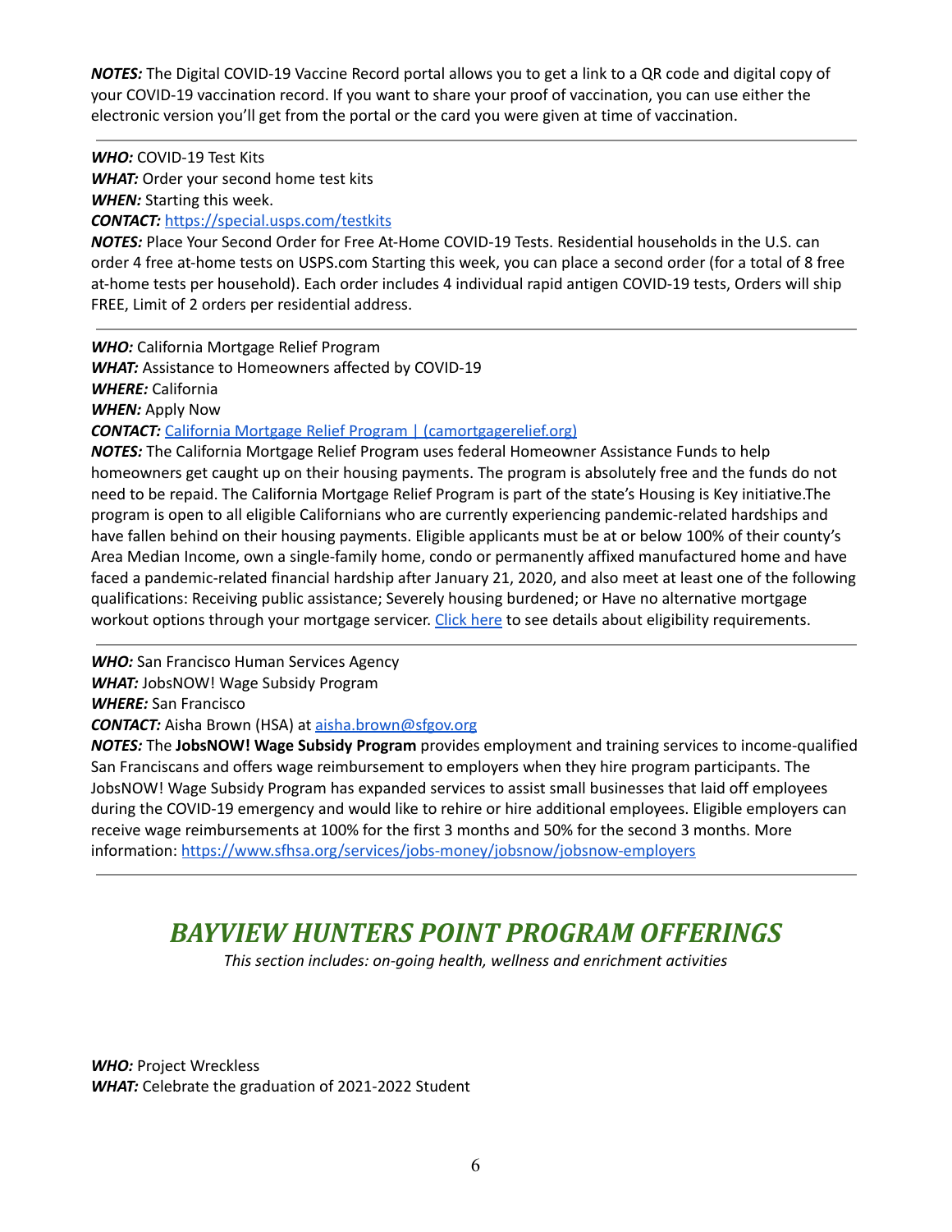***NOTES:*** The Digital COVID-19 Vaccine Record portal allows you to get a link to a QR code and digital copy of your COVID-19 vaccination record. If you want to share your proof of vaccination, you can use either the electronic version you'll get from the portal or the card you were given at time of vaccination.

---

***WHO:*** COVID-19 Test Kits
***WHAT:*** Order your second home test kits
***WHEN:*** Starting this week.
***CONTACT:*** [https://special.usps.com/testkits](https://special.usps.com/testkits)
***NOTES:*** Place Your Second Order for Free At-Home COVID-19 Tests. Residential households in the U.S. can order 4 free at-home tests on USPS.com Starting this week, you can place a second order (for a total of 8 free at-home tests per household). Each order includes 4 individual rapid antigen COVID-19 tests, Orders will ship FREE, Limit of 2 orders per residential address.

---

***WHO:*** California Mortgage Relief Program
***WHAT:*** Assistance to Homeowners affected by COVID-19
***WHERE:*** California
***WHEN:*** Apply Now
***CONTACT:*** California Mortgage Relief Program | (camortgagerelief.org)
***NOTES:*** The California Mortgage Relief Program uses federal Homeowner Assistance Funds to help homeowners get caught up on their housing payments. The program is absolutely free and the funds do not need to be repaid. The California Mortgage Relief Program is part of the state's Housing is Key initiative.The program is open to all eligible Californians who are currently experiencing pandemic-related hardships and have fallen behind on their housing payments. Eligible applicants must be at or below 100% of their county's Area Median Income, own a single-family home, condo or permanently affixed manufactured home and have faced a pandemic-related financial hardship after January 21, 2020, and also meet at least one of the following qualifications: Receiving public assistance; Severely housing burdened; or Have no alternative mortgage workout options through your mortgage servicer. Click here to see details about eligibility requirements.

---

***WHO:*** San Francisco Human Services Agency
***WHAT:*** JobsNOW! Wage Subsidy Program
***WHERE:*** San Francisco
***CONTACT:*** Aisha Brown (HSA) at aisha.brown@sfgov.org
***NOTES:*** The **JobsNOW! Wage Subsidy Program** provides employment and training services to income-qualified San Franciscans and offers wage reimbursement to employers when they hire program participants. The JobsNOW! Wage Subsidy Program has expanded services to assist small businesses that laid off employees during the COVID-19 emergency and would like to rehire or hire additional employees. Eligible employers can receive wage reimbursements at 100% for the first 3 months and 50% for the second 3 months. More information: [https://www.sfhsa.org/services/jobs-money/jobsnow/jobsnow-employers](https://www.sfhsa.org/services/jobs-money/jobsnow/jobsnow-employers)

---

# *BAYVIEW HUNTERS POINT PROGRAM OFFERINGS*

*This section includes: on-going health, wellness and enrichment activities*

***WHO:*** Project Wreckless
***WHAT:*** Celebrate the graduation of 2021-2022 Student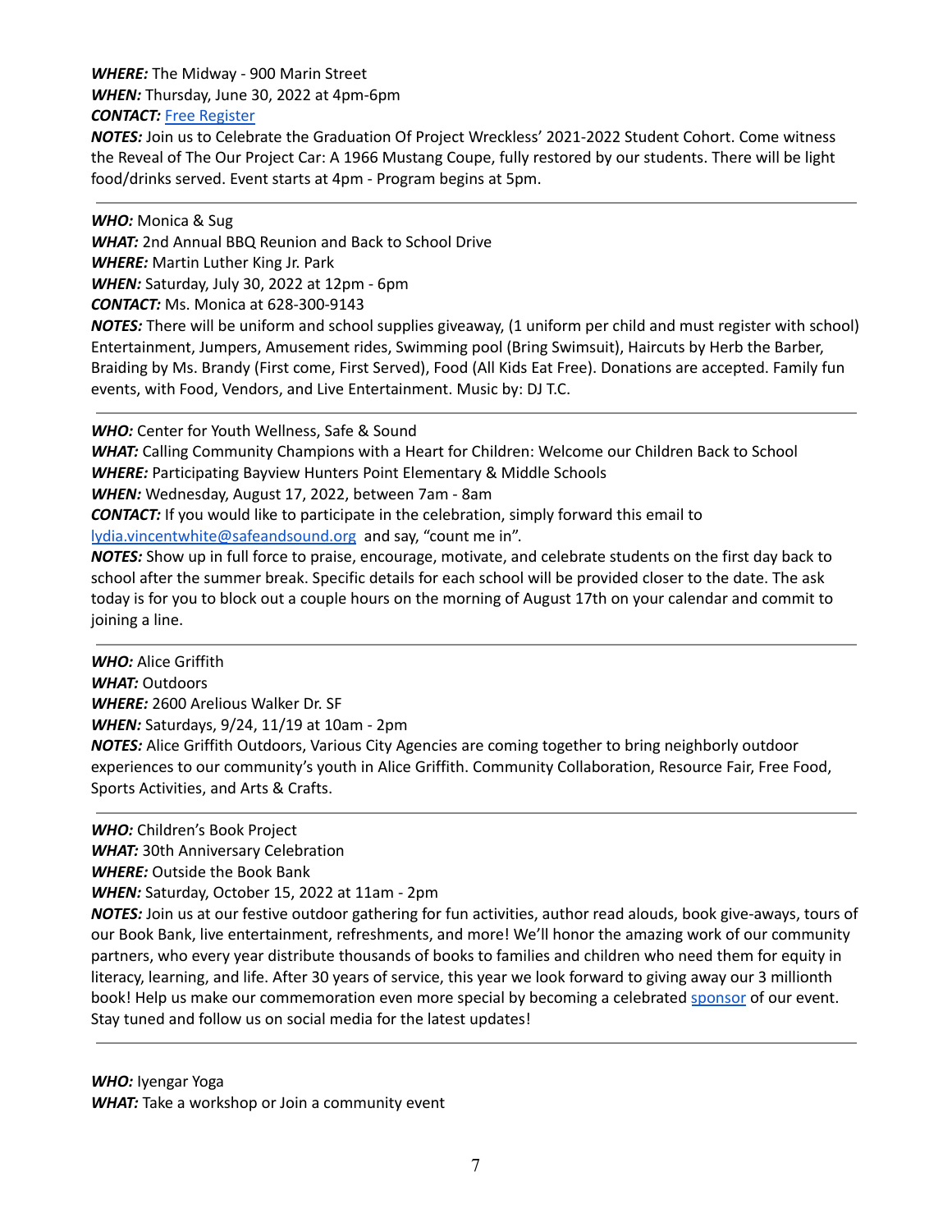***WHERE:*** The Midway - 900 Marin Street
***WHEN:*** Thursday, June 30, 2022 at 4pm-6pm
***CONTACT:*** Free Register
***NOTES:*** Join us to Celebrate the Graduation Of Project Wreckless' 2021-2022 Student Cohort. Come witness the Reveal of The Our Project Car: A 1966 Mustang Coupe, fully restored by our students. There will be light food/drinks served. Event starts at 4pm - Program begins at 5pm.

---

***WHO:*** Monica & Sug
***WHAT:*** 2nd Annual BBQ Reunion and Back to School Drive
***WHERE:*** Martin Luther King Jr. Park
***WHEN:*** Saturday, July 30, 2022 at 12pm - 6pm
***CONTACT:*** Ms. Monica at 628-300-9143
***NOTES:*** There will be uniform and school supplies giveaway, (1 uniform per child and must register with school) Entertainment, Jumpers, Amusement rides, Swimming pool (Bring Swimsuit), Haircuts by Herb the Barber, Braiding by Ms. Brandy (First come, First Served), Food (All Kids Eat Free). Donations are accepted. Family fun events, with Food, Vendors, and Live Entertainment. Music by: DJ T.C.

---

***WHO:*** Center for Youth Wellness, Safe & Sound
***WHAT:*** Calling Community Champions with a Heart for Children: Welcome our Children Back to School
***WHERE:*** Participating Bayview Hunters Point Elementary & Middle Schools
***WHEN:*** Wednesday, August 17, 2022, between 7am - 8am
***CONTACT:*** If you would like to participate in the celebration, simply forward this email to lydia.vincentwhite@safeandsound.org and say, "count me in".
***NOTES:*** Show up in full force to praise, encourage, motivate, and celebrate students on the first day back to school after the summer break. Specific details for each school will be provided closer to the date. The ask today is for you to block out a couple hours on the morning of August 17th on your calendar and commit to joining a line.

---

***WHO:*** Alice Griffith
***WHAT:*** Outdoors
***WHERE:*** 2600 Arelious Walker Dr. SF
***WHEN:*** Saturdays, 9/24, 11/19 at 10am - 2pm
***NOTES:*** Alice Griffith Outdoors, Various City Agencies are coming together to bring neighborly outdoor experiences to our community's youth in Alice Griffith. Community Collaboration, Resource Fair, Free Food, Sports Activities, and Arts & Crafts.

---

***WHO:*** Children's Book Project
***WHAT:*** 30th Anniversary Celebration
***WHERE:*** Outside the Book Bank
***WHEN:*** Saturday, October 15, 2022 at 11am - 2pm
***NOTES:*** Join us at our festive outdoor gathering for fun activities, author read alouds, book give-aways, tours of our Book Bank, live entertainment, refreshments, and more! We'll honor the amazing work of our community partners, who every year distribute thousands of books to families and children who need them for equity in literacy, learning, and life. After 30 years of service, this year we look forward to giving away our 3 millionth book! Help us make our commemoration even more special by becoming a celebrated sponsor of our event. Stay tuned and follow us on social media for the latest updates!

---

***WHO:*** Iyengar Yoga
***WHAT:*** Take a workshop or Join a community event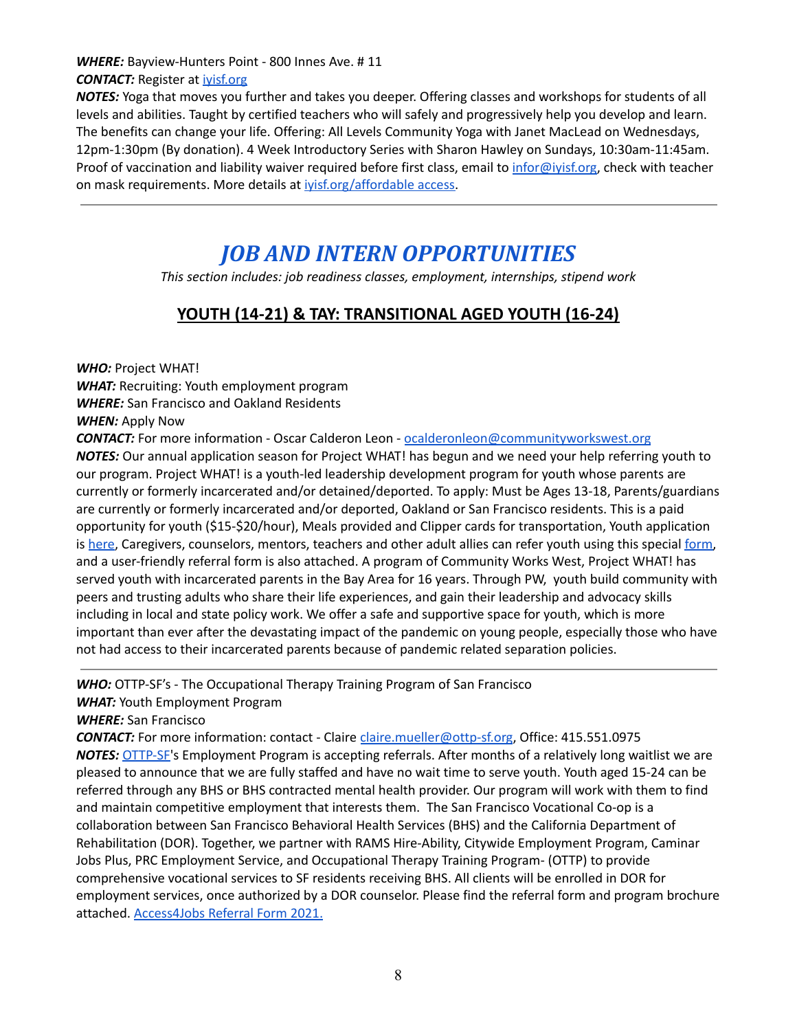***WHERE:*** Bayview-Hunters Point - 800 Innes Ave. # 11

***CONTACT:*** Register at [iyisf.org](iyisf.org)

***NOTES:*** Yoga that moves you further and takes you deeper. Offering classes and workshops for students of all levels and abilities. Taught by certified teachers who will safely and progressively help you develop and learn. The benefits can change your life. Offering: All Levels Community Yoga with Janet MacLead on Wednesdays, 12pm-1:30pm (By donation). 4 Week Introductory Series with Sharon Hawley on Sundays, 10:30am-11:45am. Proof of vaccination and liability waiver required before first class, email to [infor@iyisf.org](mailto:infor@iyisf.org), check with teacher on mask requirements. More details at [iyisf.org/affordable access](iyisf.org/affordable access).

---

# *JOB AND INTERN OPPORTUNITIES*

*This section includes: job readiness classes, employment, internships, stipend work*

## YOUTH (14-21) & TAY: TRANSITIONAL AGED YOUTH (16-24)

***WHO:*** Project WHAT!

***WHAT:*** Recruiting: Youth employment program

***WHERE:*** San Francisco and Oakland Residents

***WHEN:*** Apply Now

***CONTACT:*** For more information - Oscar Calderon Leon - [ocalderonleon@communityworkswest.org](mailto:ocalderonleon@communityworkswest.org)

***NOTES:*** Our annual application season for Project WHAT! has begun and we need your help referring youth to our program. Project WHAT! is a youth-led leadership development program for youth whose parents are currently or formerly incarcerated and/or detained/deported. To apply: Must be Ages 13-18, Parents/guardians are currently or formerly incarcerated and/or deported, Oakland or San Francisco residents. This is a paid opportunity for youth ($15-$20/hour), Meals provided and Clipper cards for transportation, Youth application is [here](), Caregivers, counselors, mentors, teachers and other adult allies can refer youth using this special [form](), and a user-friendly referral form is also attached. A program of Community Works West, Project WHAT! has served youth with incarcerated parents in the Bay Area for 16 years. Through PW, youth build community with peers and trusting adults who share their life experiences, and gain their leadership and advocacy skills including in local and state policy work. We offer a safe and supportive space for youth, which is more important than ever after the devastating impact of the pandemic on young people, especially those who have not had access to their incarcerated parents because of pandemic related separation policies.

---

***WHO:*** OTTP-SF's - The Occupational Therapy Training Program of San Francisco

***WHAT:*** Youth Employment Program

***WHERE:*** San Francisco

***CONTACT:*** For more information: contact - Claire [claire.mueller@ottp-sf.org](mailto:claire.mueller@ottp-sf.org), Office: 415.551.0975

***NOTES:*** [OTTP-SF]()'s Employment Program is accepting referrals. After months of a relatively long waitlist we are pleased to announce that we are fully staffed and have no wait time to serve youth. Youth aged 15-24 can be referred through any BHS or BHS contracted mental health provider. Our program will work with them to find and maintain competitive employment that interests them. The San Francisco Vocational Co-op is a collaboration between San Francisco Behavioral Health Services (BHS) and the California Department of Rehabilitation (DOR). Together, we partner with RAMS Hire-Ability, Citywide Employment Program, Caminar Jobs Plus, PRC Employment Service, and Occupational Therapy Training Program- (OTTP) to provide comprehensive vocational services to SF residents receiving BHS. All clients will be enrolled in DOR for employment services, once authorized by a DOR counselor. Please find the referral form and program brochure attached. [Access4Jobs Referral Form 2021.]()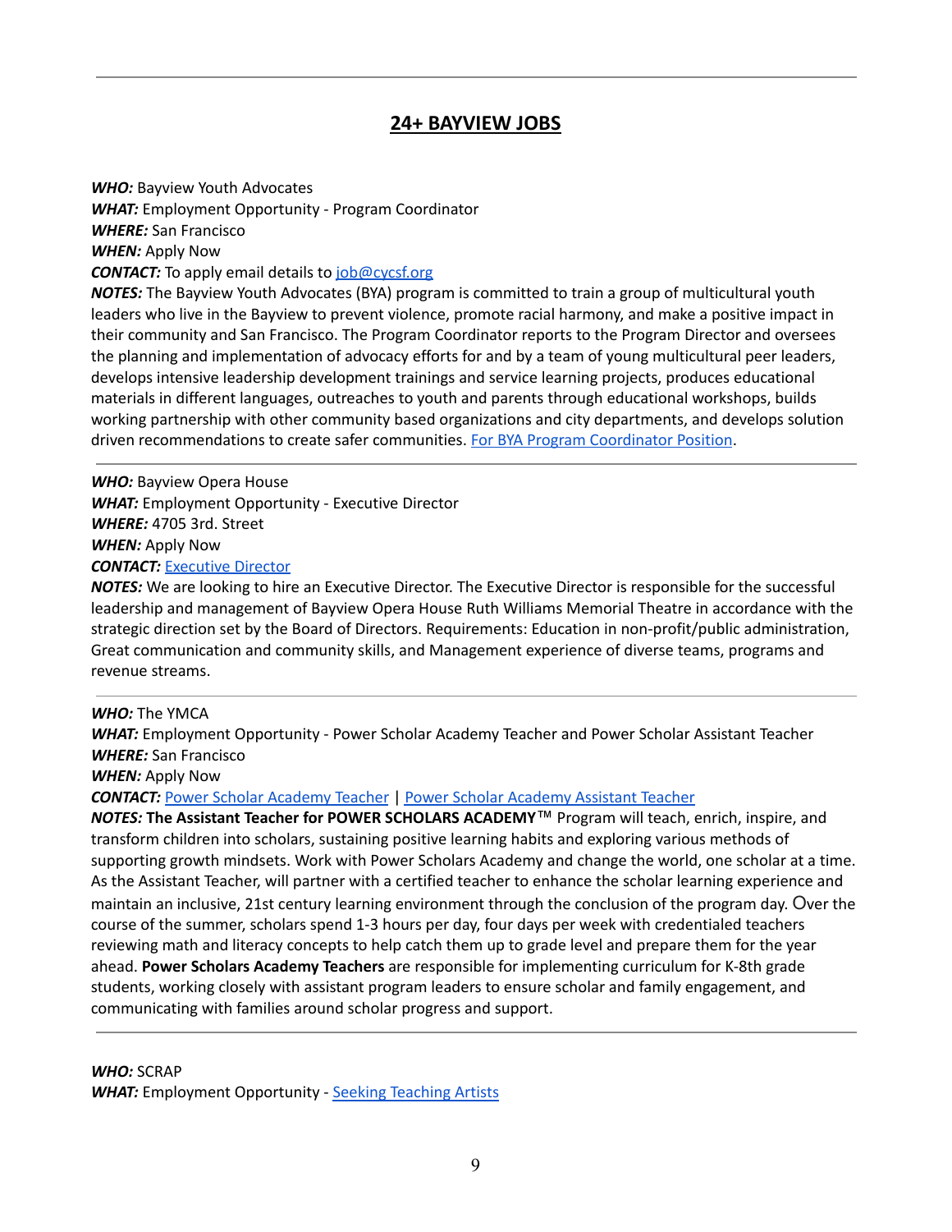## 24+ BAYVIEW JOBS

***WHO:*** Bayview Youth Advocates
***WHAT:*** Employment Opportunity - Program Coordinator
***WHERE:*** San Francisco
***WHEN:*** Apply Now
***CONTACT:*** To apply email details to job@cycsf.org
***NOTES:*** The Bayview Youth Advocates (BYA) program is committed to train a group of multicultural youth leaders who live in the Bayview to prevent violence, promote racial harmony, and make a positive impact in their community and San Francisco. The Program Coordinator reports to the Program Director and oversees the planning and implementation of advocacy efforts for and by a team of young multicultural peer leaders, develops intensive leadership development trainings and service learning projects, produces educational materials in different languages, outreaches to youth and parents through educational workshops, builds working partnership with other community based organizations and city departments, and develops solution driven recommendations to create safer communities. For BYA Program Coordinator Position.

---

***WHO:*** Bayview Opera House
***WHAT:*** Employment Opportunity - Executive Director
***WHERE:*** 4705 3rd. Street
***WHEN:*** Apply Now
***CONTACT:*** Executive Director
***NOTES:*** We are looking to hire an Executive Director. The Executive Director is responsible for the successful leadership and management of Bayview Opera House Ruth Williams Memorial Theatre in accordance with the strategic direction set by the Board of Directors. Requirements: Education in non-profit/public administration, Great communication and community skills, and Management experience of diverse teams, programs and revenue streams.

---

***WHO:*** The YMCA
***WHAT:*** Employment Opportunity - Power Scholar Academy Teacher and Power Scholar Assistant Teacher
***WHERE:*** San Francisco
***WHEN:*** Apply Now
***CONTACT:*** Power Scholar Academy Teacher | Power Scholar Academy Assistant Teacher
***NOTES:*** **The Assistant Teacher for POWER SCHOLARS ACADEMY**™ Program will teach, enrich, inspire, and transform children into scholars, sustaining positive learning habits and exploring various methods of supporting growth mindsets. Work with Power Scholars Academy and change the world, one scholar at a time. As the Assistant Teacher, will partner with a certified teacher to enhance the scholar learning experience and maintain an inclusive, 21st century learning environment through the conclusion of the program day. Over the course of the summer, scholars spend 1-3 hours per day, four days per week with credentialed teachers reviewing math and literacy concepts to help catch them up to grade level and prepare them for the year ahead. **Power Scholars Academy Teachers** are responsible for implementing curriculum for K-8th grade students, working closely with assistant program leaders to ensure scholar and family engagement, and communicating with families around scholar progress and support.

---

***WHO:*** SCRAP
***WHAT:*** Employment Opportunity - Seeking Teaching Artists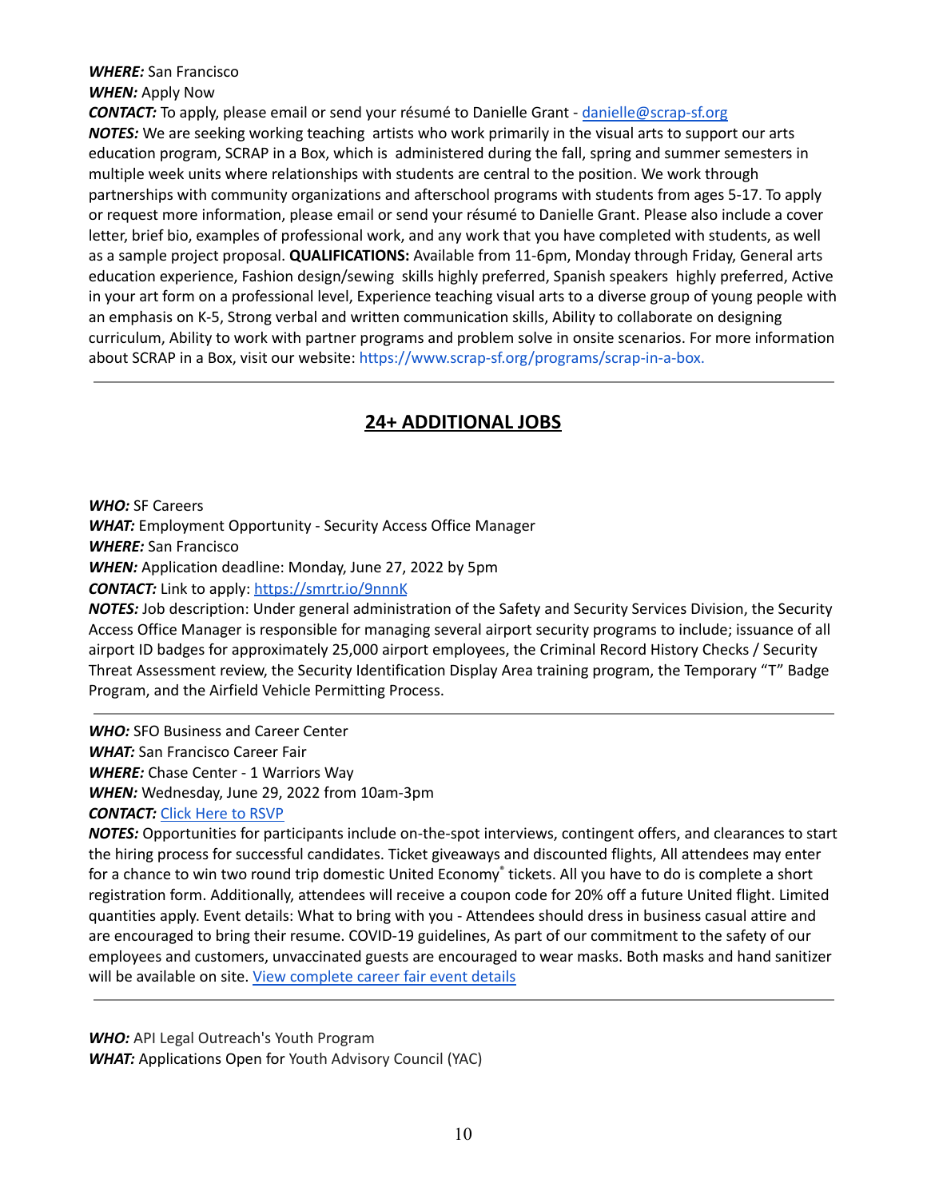***WHERE:*** San Francisco
***WHEN:*** Apply Now
***CONTACT:*** To apply, please email or send your résumé to Danielle Grant - danielle@scrap-sf.org
***NOTES:*** We are seeking working teaching artists who work primarily in the visual arts to support our arts education program, SCRAP in a Box, which is administered during the fall, spring and summer semesters in multiple week units where relationships with students are central to the position. We work through partnerships with community organizations and afterschool programs with students from ages 5-17. To apply or request more information, please email or send your résumé to Danielle Grant. Please also include a cover letter, brief bio, examples of professional work, and any work that you have completed with students, as well as a sample project proposal. **QUALIFICATIONS:** Available from 11-6pm, Monday through Friday, General arts education experience, Fashion design/sewing skills highly preferred, Spanish speakers highly preferred, Active in your art form on a professional level, Experience teaching visual arts to a diverse group of young people with an emphasis on K-5, Strong verbal and written communication skills, Ability to collaborate on designing curriculum, Ability to work with partner programs and problem solve in onsite scenarios. For more information about SCRAP in a Box, visit our website: https://www.scrap-sf.org/programs/scrap-in-a-box.

---

## 24+ ADDITIONAL JOBS

***WHO:*** SF Careers
***WHAT:*** Employment Opportunity - Security Access Office Manager
***WHERE:*** San Francisco
***WHEN:*** Application deadline: Monday, June 27, 2022 by 5pm
***CONTACT:*** Link to apply: https://smrtr.io/9nnnK
***NOTES:*** Job description: Under general administration of the Safety and Security Services Division, the Security Access Office Manager is responsible for managing several airport security programs to include; issuance of all airport ID badges for approximately 25,000 airport employees, the Criminal Record History Checks / Security Threat Assessment review, the Security Identification Display Area training program, the Temporary "T" Badge Program, and the Airfield Vehicle Permitting Process.

---

***WHO:*** SFO Business and Career Center
***WHAT:*** San Francisco Career Fair
***WHERE:*** Chase Center - 1 Warriors Way
***WHEN:*** Wednesday, June 29, 2022 from 10am-3pm
***CONTACT:*** Click Here to RSVP
***NOTES:*** Opportunities for participants include on-the-spot interviews, contingent offers, and clearances to start the hiring process for successful candidates. Ticket giveaways and discounted flights, All attendees may enter for a chance to win two round trip domestic United Economy® tickets. All you have to do is complete a short registration form. Additionally, attendees will receive a coupon code for 20% off a future United flight. Limited quantities apply. Event details: What to bring with you - Attendees should dress in business casual attire and are encouraged to bring their resume. COVID-19 guidelines, As part of our commitment to the safety of our employees and customers, unvaccinated guests are encouraged to wear masks. Both masks and hand sanitizer will be available on site. View complete career fair event details

---

***WHO:*** API Legal Outreach's Youth Program
***WHAT:*** Applications Open for Youth Advisory Council (YAC)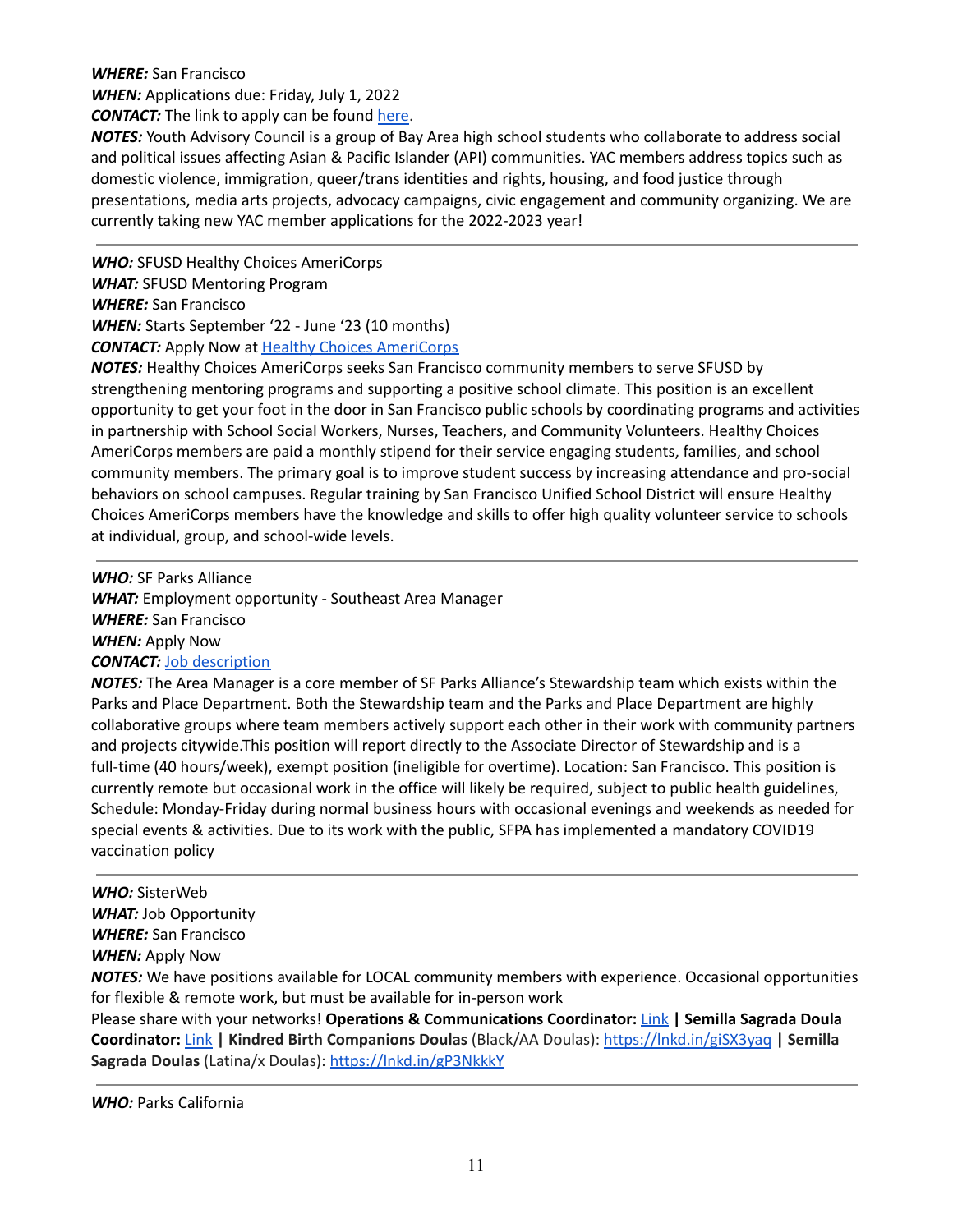***WHERE:*** San Francisco
***WHEN:*** Applications due: Friday, July 1, 2022
***CONTACT:*** The link to apply can be found here.
***NOTES:*** Youth Advisory Council is a group of Bay Area high school students who collaborate to address social and political issues affecting Asian & Pacific Islander (API) communities. YAC members address topics such as domestic violence, immigration, queer/trans identities and rights, housing, and food justice through presentations, media arts projects, advocacy campaigns, civic engagement and community organizing. We are currently taking new YAC member applications for the 2022-2023 year!

---

***WHO:*** SFUSD Healthy Choices AmeriCorps
***WHAT:*** SFUSD Mentoring Program
***WHERE:*** San Francisco
***WHEN:*** Starts September '22 - June '23 (10 months)
***CONTACT:*** Apply Now at Healthy Choices AmeriCorps
***NOTES:*** Healthy Choices AmeriCorps seeks San Francisco community members to serve SFUSD by strengthening mentoring programs and supporting a positive school climate. This position is an excellent opportunity to get your foot in the door in San Francisco public schools by coordinating programs and activities in partnership with School Social Workers, Nurses, Teachers, and Community Volunteers. Healthy Choices AmeriCorps members are paid a monthly stipend for their service engaging students, families, and school community members. The primary goal is to improve student success by increasing attendance and pro-social behaviors on school campuses. Regular training by San Francisco Unified School District will ensure Healthy Choices AmeriCorps members have the knowledge and skills to offer high quality volunteer service to schools at individual, group, and school-wide levels.

---

***WHO:*** SF Parks Alliance
***WHAT:*** Employment opportunity - Southeast Area Manager
***WHERE:*** San Francisco
***WHEN:*** Apply Now
***CONTACT:*** Job description
***NOTES:*** The Area Manager is a core member of SF Parks Alliance's Stewardship team which exists within the Parks and Place Department. Both the Stewardship team and the Parks and Place Department are highly collaborative groups where team members actively support each other in their work with community partners and projects citywide.This position will report directly to the Associate Director of Stewardship and is a full-time (40 hours/week), exempt position (ineligible for overtime). Location: San Francisco. This position is currently remote but occasional work in the office will likely be required, subject to public health guidelines, Schedule: Monday-Friday during normal business hours with occasional evenings and weekends as needed for special events & activities. Due to its work with the public, SFPA has implemented a mandatory COVID19 vaccination policy

---

***WHO:*** SisterWeb
***WHAT:*** Job Opportunity
***WHERE:*** San Francisco
***WHEN:*** Apply Now
***NOTES:*** We have positions available for LOCAL community members with experience. Occasional opportunities for flexible & remote work, but must be available for in-person work
Please share with your networks! **Operations & Communications Coordinator:** Link **| Semilla Sagrada Doula Coordinator:** Link **| Kindred Birth Companions Doulas** (Black/AA Doulas): https://lnkd.in/giSX3yaq **| Semilla Sagrada Doulas** (Latina/x Doulas): https://lnkd.in/gP3NkkkY

---

***WHO:*** Parks California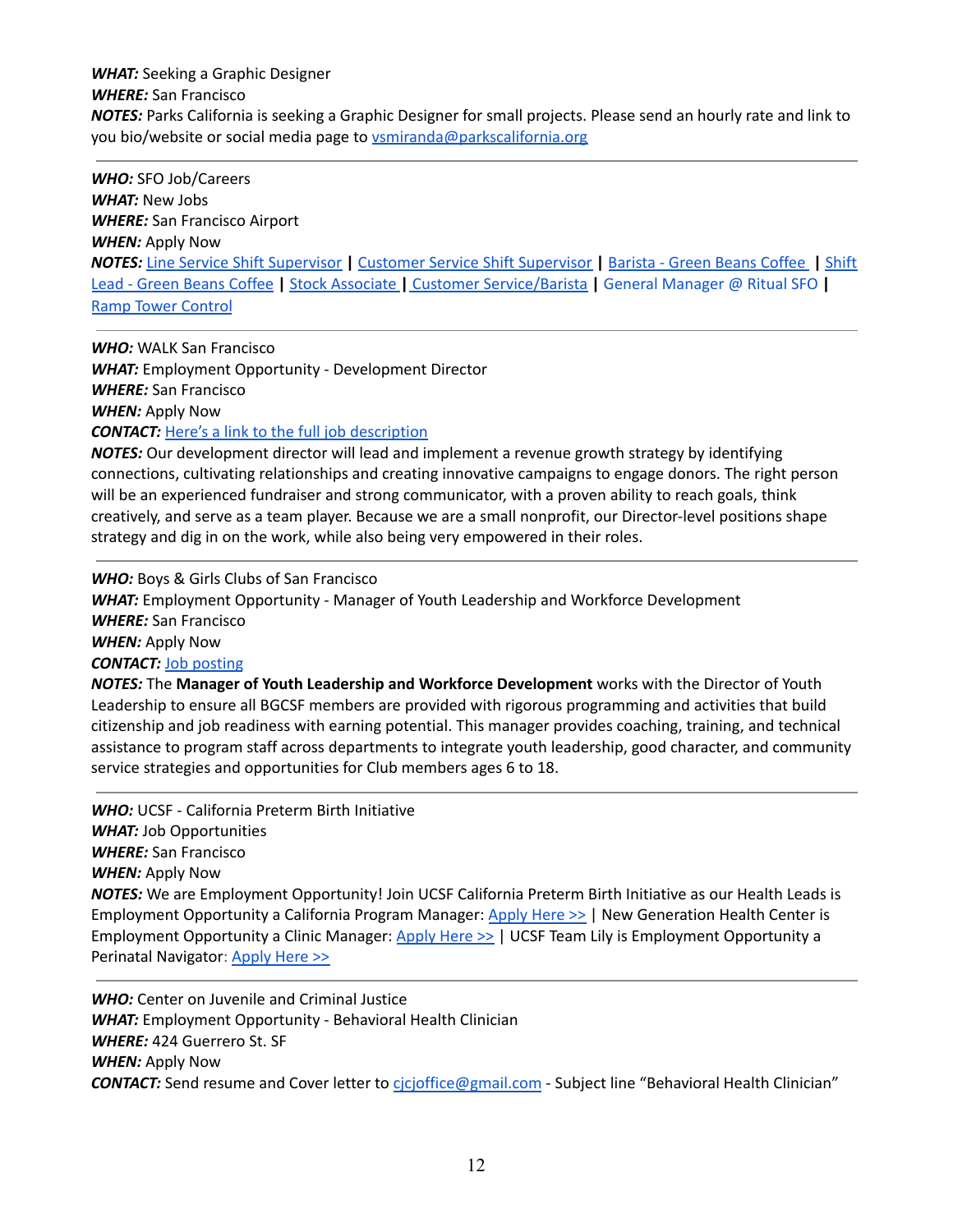***WHAT:*** Seeking a Graphic Designer
***WHERE:*** San Francisco
***NOTES:*** Parks California is seeking a Graphic Designer for small projects. Please send an hourly rate and link to you bio/website or social media page to vsmiranda@parkscalifornia.org

---

***WHO:*** SFO Job/Careers
***WHAT:*** New Jobs
***WHERE:*** San Francisco Airport
***WHEN:*** Apply Now
***NOTES:*** Line Service Shift Supervisor **|** Customer Service Shift Supervisor **|** Barista - Green Beans Coffee **|** Shift Lead - Green Beans Coffee **|** Stock Associate **|** Customer Service/Barista **|** General Manager @ Ritual SFO **|** Ramp Tower Control

---

***WHO:*** WALK San Francisco
***WHAT:*** Employment Opportunity - Development Director
***WHERE:*** San Francisco
***WHEN:*** Apply Now
***CONTACT:*** Here's a link to the full job description
***NOTES:*** Our development director will lead and implement a revenue growth strategy by identifying connections, cultivating relationships and creating innovative campaigns to engage donors. The right person will be an experienced fundraiser and strong communicator, with a proven ability to reach goals, think creatively, and serve as a team player. Because we are a small nonprofit, our Director-level positions shape strategy and dig in on the work, while also being very empowered in their roles.

---

***WHO:*** Boys & Girls Clubs of San Francisco
***WHAT:*** Employment Opportunity - Manager of Youth Leadership and Workforce Development
***WHERE:*** San Francisco
***WHEN:*** Apply Now
***CONTACT:*** Job posting
***NOTES:*** The **Manager of Youth Leadership and Workforce Development** works with the Director of Youth Leadership to ensure all BGCSF members are provided with rigorous programming and activities that build citizenship and job readiness with earning potential. This manager provides coaching, training, and technical assistance to program staff across departments to integrate youth leadership, good character, and community service strategies and opportunities for Club members ages 6 to 18.

---

***WHO:*** UCSF - California Preterm Birth Initiative
***WHAT:*** Job Opportunities
***WHERE:*** San Francisco
***WHEN:*** Apply Now
***NOTES:*** We are Employment Opportunity! Join UCSF California Preterm Birth Initiative as our Health Leads is Employment Opportunity a California Program Manager: Apply Here >> | New Generation Health Center is Employment Opportunity a Clinic Manager: Apply Here >> | UCSF Team Lily is Employment Opportunity a Perinatal Navigator: Apply Here >>

---

***WHO:*** Center on Juvenile and Criminal Justice
***WHAT:*** Employment Opportunity - Behavioral Health Clinician
***WHERE:*** 424 Guerrero St. SF
***WHEN:*** Apply Now
***CONTACT:*** Send resume and Cover letter to cjcjoffice@gmail.com - Subject line "Behavioral Health Clinician"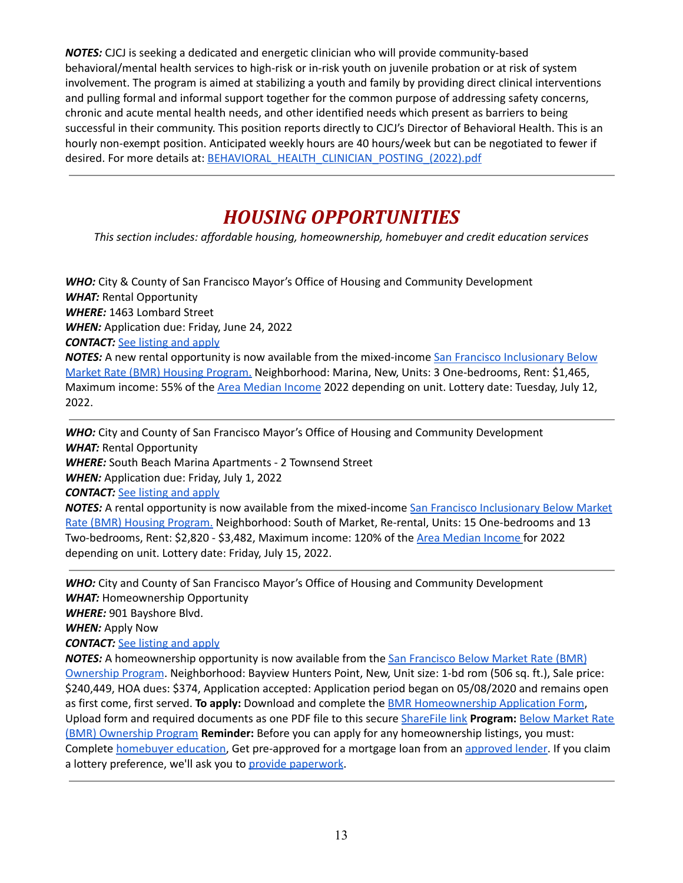***NOTES:*** CJCJ is seeking a dedicated and energetic clinician who will provide community-based behavioral/mental health services to high-risk or in-risk youth on juvenile probation or at risk of system involvement. The program is aimed at stabilizing a youth and family by providing direct clinical interventions and pulling formal and informal support together for the common purpose of addressing safety concerns, chronic and acute mental health needs, and other identified needs which present as barriers to being successful in their community. This position reports directly to CJCJ's Director of Behavioral Health. This is an hourly non-exempt position. Anticipated weekly hours are 40 hours/week but can be negotiated to fewer if desired. For more details at: BEHAVIORAL_HEALTH_CLINICIAN_POSTING_(2022).pdf

---

# *HOUSING OPPORTUNITIES*

*This section includes: affordable housing, homeownership, homebuyer and credit education services*

***WHO:*** City & County of San Francisco Mayor's Office of Housing and Community Development
***WHAT:*** Rental Opportunity
***WHERE:*** 1463 Lombard Street
***WHEN:*** Application due: Friday, June 24, 2022
***CONTACT:*** See listing and apply
***NOTES:*** A new rental opportunity is now available from the mixed-income San Francisco Inclusionary Below Market Rate (BMR) Housing Program. Neighborhood: Marina, New, Units: 3 One-bedrooms, Rent: $1,465, Maximum income: 55% of the Area Median Income 2022 depending on unit. Lottery date: Tuesday, July 12, 2022.

---

***WHO:*** City and County of San Francisco Mayor's Office of Housing and Community Development
***WHAT:*** Rental Opportunity
***WHERE:*** South Beach Marina Apartments - 2 Townsend Street
***WHEN:*** Application due: Friday, July 1, 2022
***CONTACT:*** See listing and apply
***NOTES:*** A rental opportunity is now available from the mixed-income San Francisco Inclusionary Below Market Rate (BMR) Housing Program. Neighborhood: South of Market, Re-rental, Units: 15 One-bedrooms and 13 Two-bedrooms, Rent: $2,820 - $3,482, Maximum income: 120% of the Area Median Income for 2022 depending on unit. Lottery date: Friday, July 15, 2022.

---

***WHO:*** City and County of San Francisco Mayor's Office of Housing and Community Development
***WHAT:*** Homeownership Opportunity
***WHERE:*** 901 Bayshore Blvd.
***WHEN:*** Apply Now
***CONTACT:*** See listing and apply
***NOTES:*** A homeownership opportunity is now available from the San Francisco Below Market Rate (BMR) Ownership Program. Neighborhood: Bayview Hunters Point, New, Unit size: 1-bd rom (506 sq. ft.), Sale price: $240,449, HOA dues: $374, Application accepted: Application period began on 05/08/2020 and remains open as first come, first served. **To apply:** Download and complete the BMR Homeownership Application Form, Upload form and required documents as one PDF file to this secure ShareFile link **Program:** Below Market Rate (BMR) Ownership Program **Reminder:** Before you can apply for any homeownership listings, you must: Complete homebuyer education, Get pre-approved for a mortgage loan from an approved lender. If you claim a lottery preference, we'll ask you to provide paperwork.

---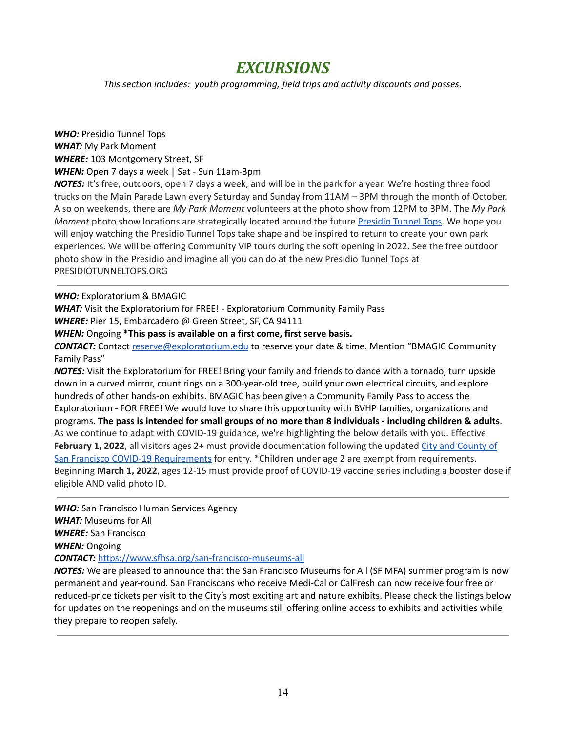# *EXCURSIONS*

*This section includes: youth programming, field trips and activity discounts and passes.*

***WHO:*** Presidio Tunnel Tops
***WHAT:*** My Park Moment
***WHERE:*** 103 Montgomery Street, SF
***WHEN:*** Open 7 days a week | Sat - Sun 11am-3pm
***NOTES:*** It's free, outdoors, open 7 days a week, and will be in the park for a year. We're hosting three food trucks on the Main Parade Lawn every Saturday and Sunday from 11AM – 3PM through the month of October. Also on weekends, there are *My Park Moment* volunteers at the photo show from 12PM to 3PM. The *My Park Moment* photo show locations are strategically located around the future Presidio Tunnel Tops. We hope you will enjoy watching the Presidio Tunnel Tops take shape and be inspired to return to create your own park experiences. We will be offering Community VIP tours during the soft opening in 2022. See the free outdoor photo show in the Presidio and imagine all you can do at the new Presidio Tunnel Tops at PRESIDIOTUNNELTOPS.ORG

---

***WHO:*** Exploratorium & BMAGIC
***WHAT:*** Visit the Exploratorium for FREE! - Exploratorium Community Family Pass
***WHERE:*** Pier 15, Embarcadero @ Green Street, SF, CA 94111
***WHEN:*** Ongoing **\*This pass is available on a first come, first serve basis.**
***CONTACT:*** Contact reserve@exploratorium.edu to reserve your date & time. Mention "BMAGIC Community Family Pass"
***NOTES:*** Visit the Exploratorium for FREE! Bring your family and friends to dance with a tornado, turn upside down in a curved mirror, count rings on a 300-year-old tree, build your own electrical circuits, and explore hundreds of other hands-on exhibits. BMAGIC has been given a Community Family Pass to access the Exploratorium - FOR FREE! We would love to share this opportunity with BVHP families, organizations and programs. **The pass is intended for small groups of no more than 8 individuals - including children & adults**. As we continue to adapt with COVID-19 guidance, we're highlighting the below details with you. Effective **February 1, 2022**, all visitors ages 2+ must provide documentation following the updated City and County of San Francisco COVID-19 Requirements for entry. \*Children under age 2 are exempt from requirements. Beginning **March 1, 2022**, ages 12-15 must provide proof of COVID-19 vaccine series including a booster dose if eligible AND valid photo ID.

---

***WHO:*** San Francisco Human Services Agency
***WHAT:*** Museums for All
***WHERE:*** San Francisco
***WHEN:*** Ongoing
***CONTACT:*** https://www.sfhsa.org/san-francisco-museums-all
***NOTES:*** We are pleased to announce that the San Francisco Museums for All (SF MFA) summer program is now permanent and year-round. San Franciscans who receive Medi-Cal or CalFresh can now receive four free or reduced-price tickets per visit to the City's most exciting art and nature exhibits. Please check the listings below for updates on the reopenings and on the museums still offering online access to exhibits and activities while they prepare to reopen safely.

---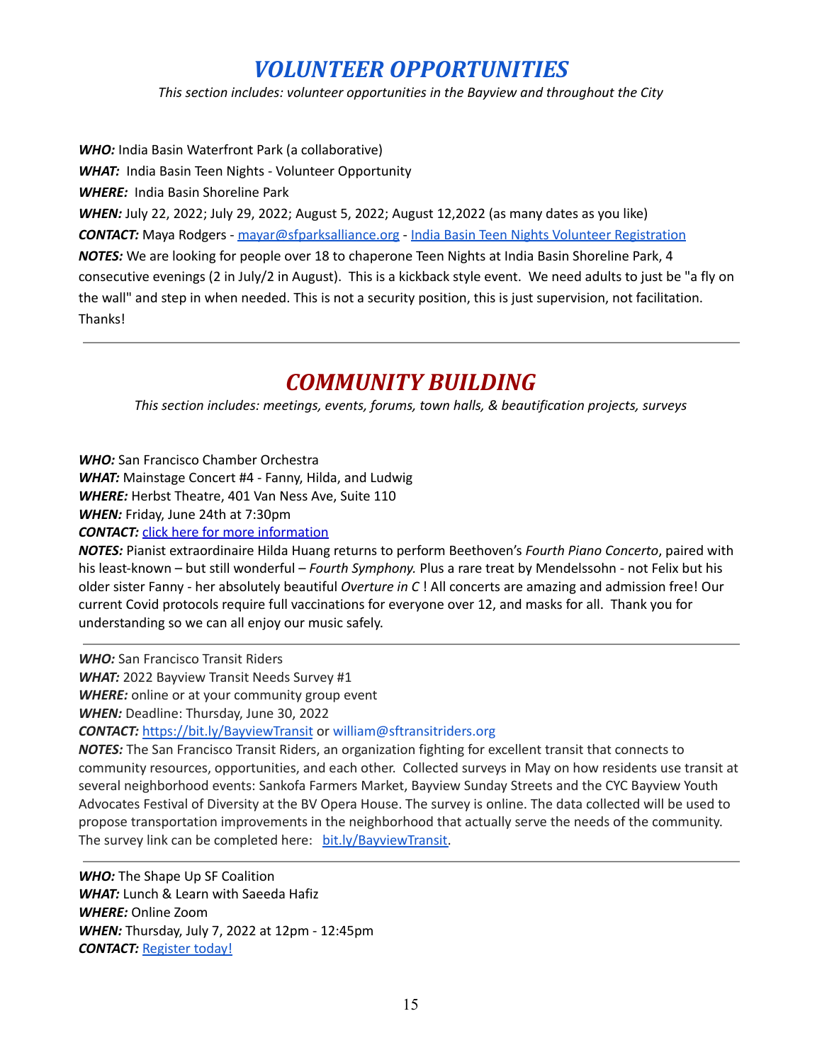# *VOLUNTEER OPPORTUNITIES*

*This section includes: volunteer opportunities in the Bayview and throughout the City*

***WHO:*** India Basin Waterfront Park (a collaborative)
***WHAT:*** India Basin Teen Nights - Volunteer Opportunity
***WHERE:*** India Basin Shoreline Park
***WHEN:*** July 22, 2022; July 29, 2022; August 5, 2022; August 12,2022 (as many dates as you like)
***CONTACT:*** Maya Rodgers - mayar@sfparksalliance.org - India Basin Teen Nights Volunteer Registration
***NOTES:*** We are looking for people over 18 to chaperone Teen Nights at India Basin Shoreline Park, 4 consecutive evenings (2 in July/2 in August). This is a kickback style event. We need adults to just be "a fly on the wall" and step in when needed. This is not a security position, this is just supervision, not facilitation. Thanks!

---

# *COMMUNITY BUILDING*

*This section includes: meetings, events, forums, town halls, & beautification projects, surveys*

***WHO:*** San Francisco Chamber Orchestra
***WHAT:*** Mainstage Concert #4 - Fanny, Hilda, and Ludwig
***WHERE:*** Herbst Theatre, 401 Van Ness Ave, Suite 110
***WHEN:*** Friday, June 24th at 7:30pm
***CONTACT:*** click here for more information
***NOTES:*** Pianist extraordinaire Hilda Huang returns to perform Beethoven's *Fourth Piano Concerto*, paired with his least-known – but still wonderful – *Fourth Symphony.* Plus a rare treat by Mendelssohn - not Felix but his older sister Fanny - her absolutely beautiful *Overture in C* ! All concerts are amazing and admission free! Our current Covid protocols require full vaccinations for everyone over 12, and masks for all. Thank you for understanding so we can all enjoy our music safely.

---

***WHO:*** San Francisco Transit Riders
***WHAT:*** 2022 Bayview Transit Needs Survey #1
***WHERE:*** online or at your community group event
***WHEN:*** Deadline: Thursday, June 30, 2022
***CONTACT:*** https://bit.ly/BayviewTransit or william@sftransitriders.org
***NOTES:*** The San Francisco Transit Riders, an organization fighting for excellent transit that connects to community resources, opportunities, and each other. Collected surveys in May on how residents use transit at several neighborhood events: Sankofa Farmers Market, Bayview Sunday Streets and the CYC Bayview Youth Advocates Festival of Diversity at the BV Opera House. The survey is online. The data collected will be used to propose transportation improvements in the neighborhood that actually serve the needs of the community. The survey link can be completed here: bit.ly/BayviewTransit.

---

***WHO:*** The Shape Up SF Coalition
***WHAT:*** Lunch & Learn with Saeeda Hafiz
***WHERE:*** Online Zoom
***WHEN:*** Thursday, July 7, 2022 at 12pm - 12:45pm
***CONTACT:*** Register today!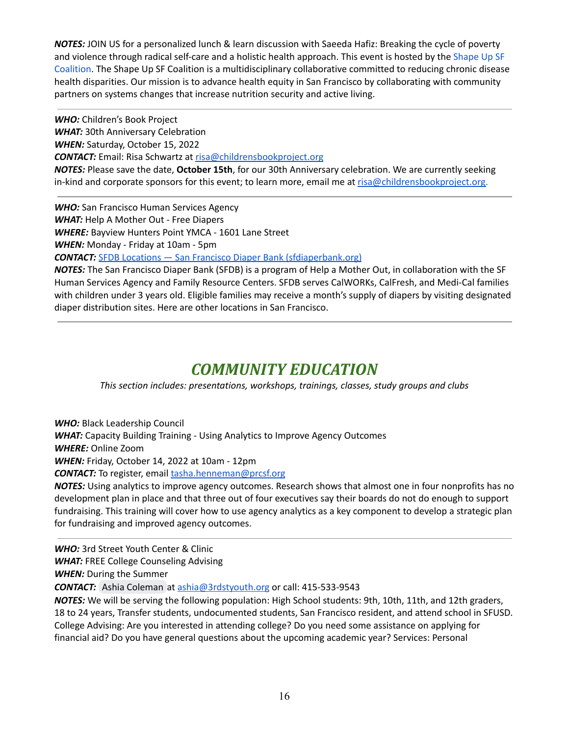***NOTES:*** JOIN US for a personalized lunch & learn discussion with Saeeda Hafiz: Breaking the cycle of poverty and violence through radical self-care and a holistic health approach. This event is hosted by the Shape Up SF Coalition. The Shape Up SF Coalition is a multidisciplinary collaborative committed to reducing chronic disease health disparities. Our mission is to advance health equity in San Francisco by collaborating with community partners on systems changes that increase nutrition security and active living.

---

***WHO:*** Children's Book Project
***WHAT:*** 30th Anniversary Celebration
***WHEN:*** Saturday, October 15, 2022
***CONTACT:*** Email: Risa Schwartz at risa@childrensbookproject.org
***NOTES:*** Please save the date, **October 15th**, for our 30th Anniversary celebration. We are currently seeking in-kind and corporate sponsors for this event; to learn more, email me at risa@childrensbookproject.org.

---

***WHO:*** San Francisco Human Services Agency
***WHAT:*** Help A Mother Out - Free Diapers
***WHERE:*** Bayview Hunters Point YMCA - 1601 Lane Street
***WHEN:*** Monday - Friday at 10am - 5pm
***CONTACT:*** SFDB Locations — San Francisco Diaper Bank (sfdiaperbank.org)
***NOTES:*** The San Francisco Diaper Bank (SFDB) is a program of Help a Mother Out, in collaboration with the SF Human Services Agency and Family Resource Centers. SFDB serves CalWORKs, CalFresh, and Medi-Cal families with children under 3 years old. Eligible families may receive a month's supply of diapers by visiting designated diaper distribution sites. Here are other locations in San Francisco.

---

# *COMMUNITY EDUCATION*

*This section includes: presentations, workshops, trainings, classes, study groups and clubs*

***WHO:*** Black Leadership Council
***WHAT:*** Capacity Building Training - Using Analytics to Improve Agency Outcomes
***WHERE:*** Online Zoom
***WHEN:*** Friday, October 14, 2022 at 10am - 12pm
***CONTACT:*** To register, email tasha.henneman@prcsf.org
***NOTES:*** Using analytics to improve agency outcomes. Research shows that almost one in four nonprofits has no development plan in place and that three out of four executives say their boards do not do enough to support fundraising. This training will cover how to use agency analytics as a key component to develop a strategic plan for fundraising and improved agency outcomes.

---

***WHO:*** 3rd Street Youth Center & Clinic
***WHAT:*** FREE College Counseling Advising
***WHEN:*** During the Summer
***CONTACT:*** Ashia Coleman at ashia@3rdstyouth.org or call: 415-533-9543
***NOTES:*** We will be serving the following population: High School students: 9th, 10th, 11th, and 12th graders, 18 to 24 years, Transfer students, undocumented students, San Francisco resident, and attend school in SFUSD. College Advising: Are you interested in attending college? Do you need some assistance on applying for financial aid? Do you have general questions about the upcoming academic year? Services: Personal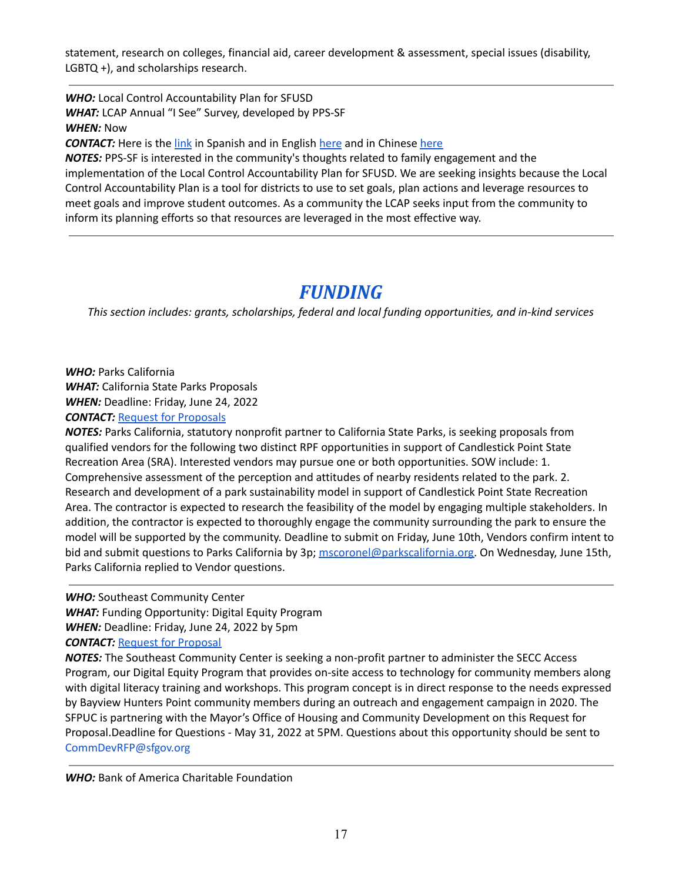statement, research on colleges, financial aid, career development & assessment, special issues (disability, LGBTQ +), and scholarships research.

---

***WHO:*** Local Control Accountability Plan for SFUSD
***WHAT:*** LCAP Annual "I See" Survey, developed by PPS-SF
***WHEN:*** Now
***CONTACT:*** Here is the link in Spanish and in English here and in Chinese here
***NOTES:*** PPS-SF is interested in the community's thoughts related to family engagement and the implementation of the Local Control Accountability Plan for SFUSD. We are seeking insights because the Local Control Accountability Plan is a tool for districts to use to set goals, plan actions and leverage resources to meet goals and improve student outcomes. As a community the LCAP seeks input from the community to inform its planning efforts so that resources are leveraged in the most effective way.

---

# *FUNDING*

*This section includes: grants, scholarships, federal and local funding opportunities, and in-kind services*

***WHO:*** Parks California
***WHAT:*** California State Parks Proposals
***WHEN:*** Deadline: Friday, June 24, 2022
***CONTACT:*** Request for Proposals
***NOTES:*** Parks California, statutory nonprofit partner to California State Parks, is seeking proposals from qualified vendors for the following two distinct RPF opportunities in support of Candlestick Point State Recreation Area (SRA). Interested vendors may pursue one or both opportunities. SOW include: 1. Comprehensive assessment of the perception and attitudes of nearby residents related to the park. 2. Research and development of a park sustainability model in support of Candlestick Point State Recreation Area. The contractor is expected to research the feasibility of the model by engaging multiple stakeholders. In addition, the contractor is expected to thoroughly engage the community surrounding the park to ensure the model will be supported by the community. Deadline to submit on Friday, June 10th, Vendors confirm intent to bid and submit questions to Parks California by 3p; mscoronel@parkscalifornia.org. On Wednesday, June 15th, Parks California replied to Vendor questions.

---

***WHO:*** Southeast Community Center
***WHAT:*** Funding Opportunity: Digital Equity Program
***WHEN:*** Deadline: Friday, June 24, 2022 by 5pm
***CONTACT:*** Request for Proposal
***NOTES:*** The Southeast Community Center is seeking a non-profit partner to administer the SECC Access Program, our Digital Equity Program that provides on-site access to technology for community members along with digital literacy training and workshops. This program concept is in direct response to the needs expressed by Bayview Hunters Point community members during an outreach and engagement campaign in 2020. The SFPUC is partnering with the Mayor's Office of Housing and Community Development on this Request for Proposal.Deadline for Questions - May 31, 2022 at 5PM. Questions about this opportunity should be sent to CommDevRFP@sfgov.org

---

***WHO:*** Bank of America Charitable Foundation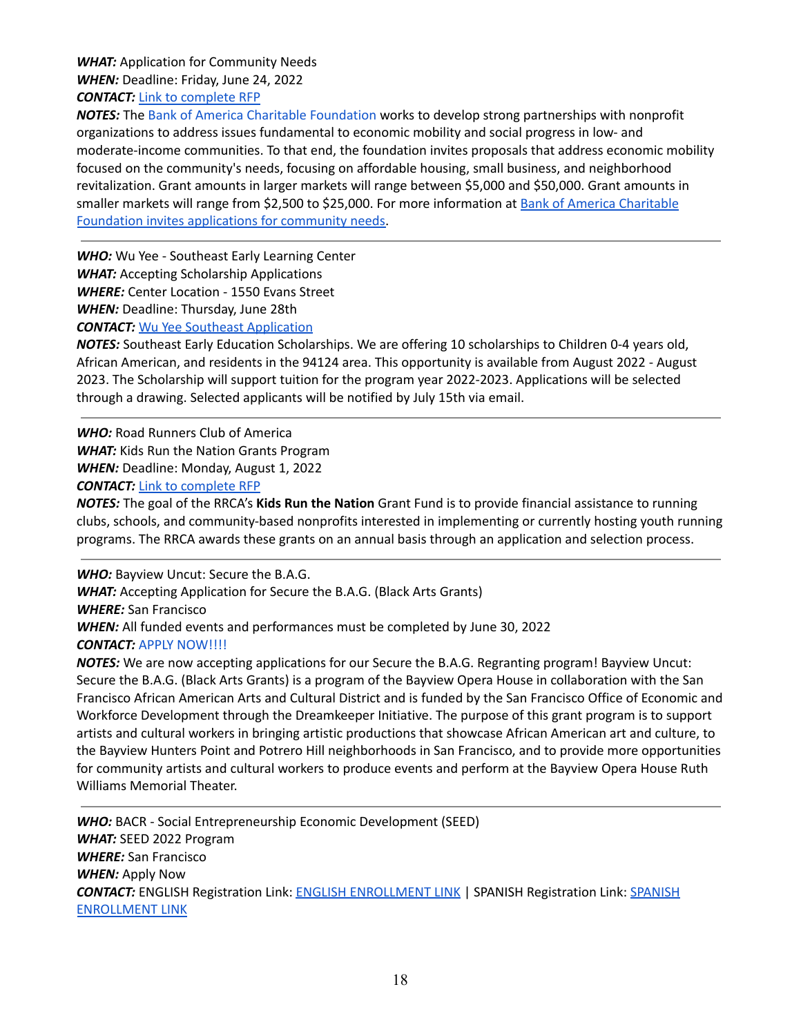***WHAT:*** Application for Community Needs
***WHEN:*** Deadline: Friday, June 24, 2022
***CONTACT:*** Link to complete RFP
***NOTES:*** The Bank of America Charitable Foundation works to develop strong partnerships with nonprofit organizations to address issues fundamental to economic mobility and social progress in low- and moderate-income communities. To that end, the foundation invites proposals that address economic mobility focused on the community's needs, focusing on affordable housing, small business, and neighborhood revitalization. Grant amounts in larger markets will range between $5,000 and $50,000. Grant amounts in smaller markets will range from $2,500 to $25,000. For more information at Bank of America Charitable Foundation invites applications for community needs.

---

***WHO:*** Wu Yee - Southeast Early Learning Center
***WHAT:*** Accepting Scholarship Applications
***WHERE:*** Center Location - 1550 Evans Street
***WHEN:*** Deadline: Thursday, June 28th
***CONTACT:*** Wu Yee Southeast Application
***NOTES:*** Southeast Early Education Scholarships. We are offering 10 scholarships to Children 0-4 years old, African American, and residents in the 94124 area. This opportunity is available from August 2022 - August 2023. The Scholarship will support tuition for the program year 2022-2023. Applications will be selected through a drawing. Selected applicants will be notified by July 15th via email.

---

***WHO:*** Road Runners Club of America
***WHAT:*** Kids Run the Nation Grants Program
***WHEN:*** Deadline: Monday, August 1, 2022
***CONTACT:*** Link to complete RFP
***NOTES:*** The goal of the RRCA's **Kids Run the Nation** Grant Fund is to provide financial assistance to running clubs, schools, and community-based nonprofits interested in implementing or currently hosting youth running programs. The RRCA awards these grants on an annual basis through an application and selection process.

---

***WHO:*** Bayview Uncut: Secure the B.A.G.
***WHAT:*** Accepting Application for Secure the B.A.G. (Black Arts Grants)
***WHERE:*** San Francisco
***WHEN:*** All funded events and performances must be completed by June 30, 2022
***CONTACT:*** APPLY NOW!!!!
***NOTES:*** We are now accepting applications for our Secure the B.A.G. Regranting program! Bayview Uncut: Secure the B.A.G. (Black Arts Grants) is a program of the Bayview Opera House in collaboration with the San Francisco African American Arts and Cultural District and is funded by the San Francisco Office of Economic and Workforce Development through the Dreamkeeper Initiative. The purpose of this grant program is to support artists and cultural workers in bringing artistic productions that showcase African American art and culture, to the Bayview Hunters Point and Potrero Hill neighborhoods in San Francisco, and to provide more opportunities for community artists and cultural workers to produce events and perform at the Bayview Opera House Ruth Williams Memorial Theater.

---

***WHO:*** BACR - Social Entrepreneurship Economic Development (SEED)
***WHAT:*** SEED 2022 Program
***WHERE:*** San Francisco
***WHEN:*** Apply Now
***CONTACT:*** ENGLISH Registration Link: ENGLISH ENROLLMENT LINK | SPANISH Registration Link: SPANISH ENROLLMENT LINK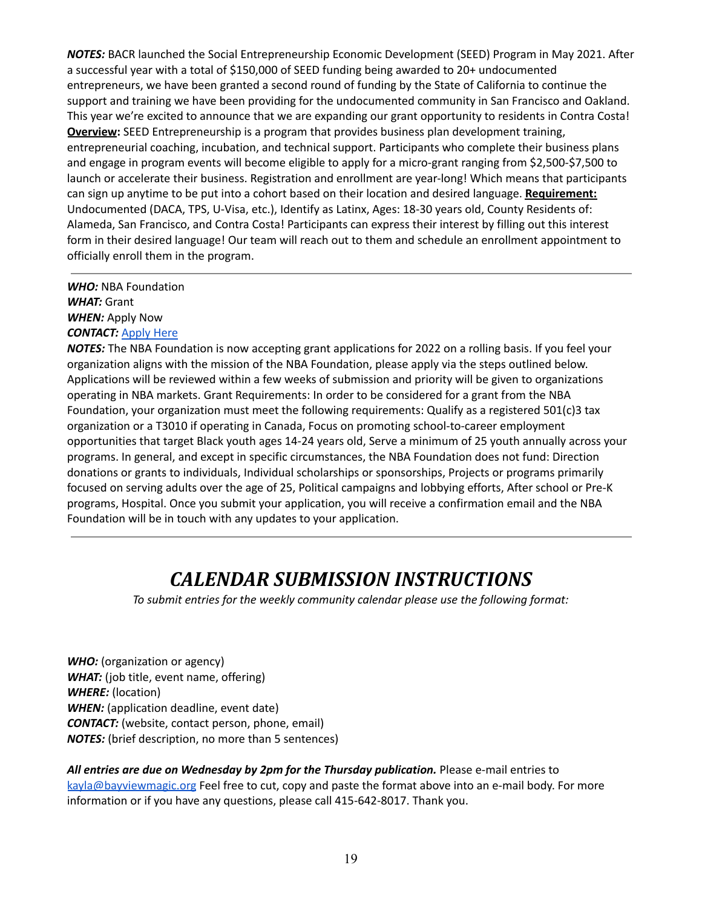***NOTES:*** BACR launched the Social Entrepreneurship Economic Development (SEED) Program in May 2021. After a successful year with a total of $150,000 of SEED funding being awarded to 20+ undocumented entrepreneurs, we have been granted a second round of funding by the State of California to continue the support and training we have been providing for the undocumented community in San Francisco and Oakland. This year we're excited to announce that we are expanding our grant opportunity to residents in Contra Costa! **Overview:** SEED Entrepreneurship is a program that provides business plan development training, entrepreneurial coaching, incubation, and technical support. Participants who complete their business plans and engage in program events will become eligible to apply for a micro-grant ranging from $2,500-$7,500 to launch or accelerate their business. Registration and enrollment are year-long! Which means that participants can sign up anytime to be put into a cohort based on their location and desired language. **Requirement:** Undocumented (DACA, TPS, U-Visa, etc.), Identify as Latinx, Ages: 18-30 years old, County Residents of: Alameda, San Francisco, and Contra Costa! Participants can express their interest by filling out this interest form in their desired language! Our team will reach out to them and schedule an enrollment appointment to officially enroll them in the program.

---

***WHO:*** NBA Foundation
***WHAT:*** Grant
***WHEN:*** Apply Now
***CONTACT:*** Apply Here
***NOTES:*** The NBA Foundation is now accepting grant applications for 2022 on a rolling basis. If you feel your organization aligns with the mission of the NBA Foundation, please apply via the steps outlined below. Applications will be reviewed within a few weeks of submission and priority will be given to organizations operating in NBA markets. Grant Requirements: In order to be considered for a grant from the NBA Foundation, your organization must meet the following requirements: Qualify as a registered 501(c)3 tax organization or a T3010 if operating in Canada, Focus on promoting school-to-career employment opportunities that target Black youth ages 14-24 years old, Serve a minimum of 25 youth annually across your programs. In general, and except in specific circumstances, the NBA Foundation does not fund: Direction donations or grants to individuals, Individual scholarships or sponsorships, Projects or programs primarily focused on serving adults over the age of 25, Political campaigns and lobbying efforts, After school or Pre-K programs, Hospital. Once you submit your application, you will receive a confirmation email and the NBA Foundation will be in touch with any updates to your application.

---

# *CALENDAR SUBMISSION INSTRUCTIONS*

*To submit entries for the weekly community calendar please use the following format:*

***WHO:*** (organization or agency)
***WHAT:*** (job title, event name, offering)
***WHERE:*** (location)
***WHEN:*** (application deadline, event date)
***CONTACT:*** (website, contact person, phone, email)
***NOTES:*** (brief description, no more than 5 sentences)

***All entries are due on Wednesday by 2pm for the Thursday publication.*** Please e-mail entries to kayla@bayviewmagic.org Feel free to cut, copy and paste the format above into an e-mail body. For more information or if you have any questions, please call 415-642-8017. Thank you.